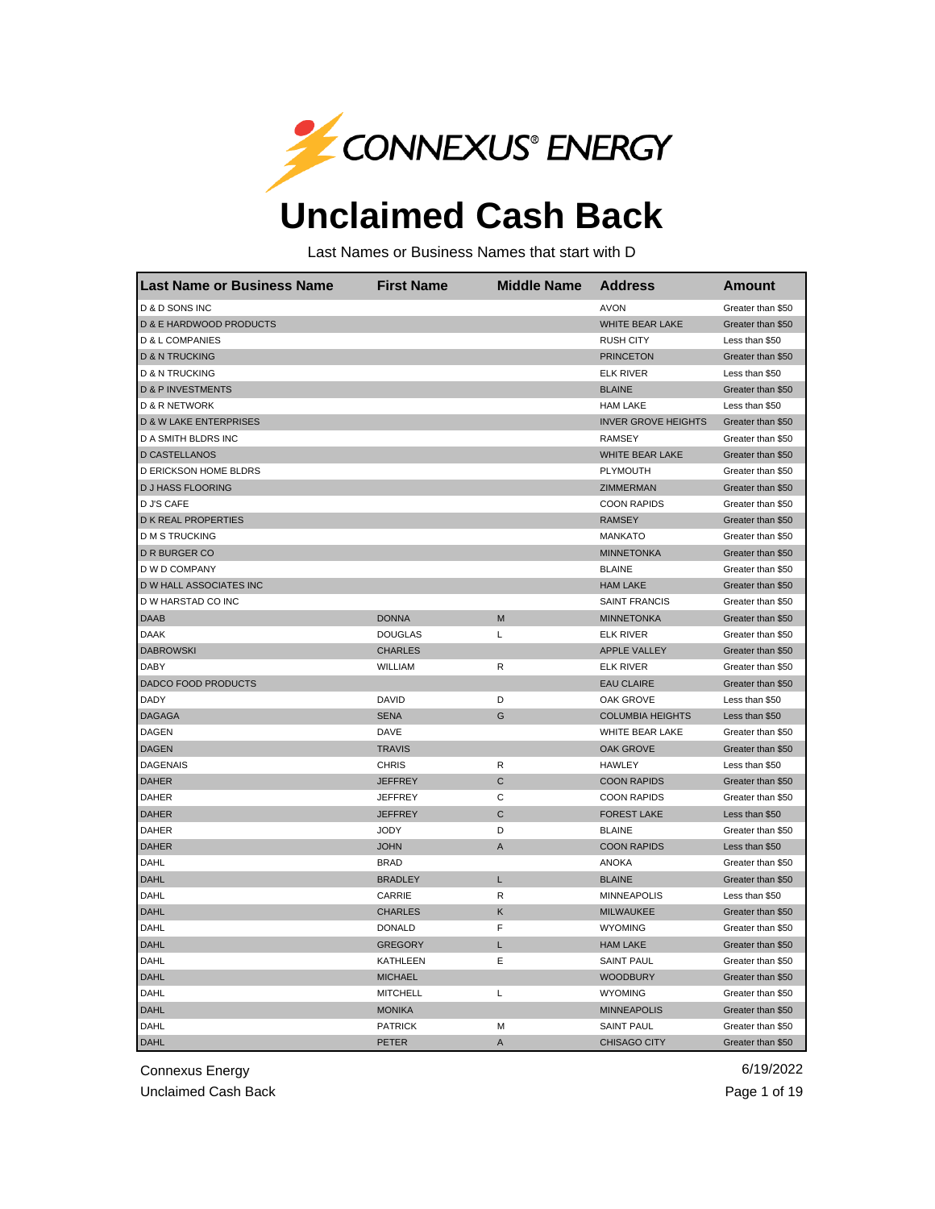CONNEXUS® ENERGY

# Unclaimed Cash Back

Last Names or Business Names that start with D

| Last Name or Business Name | First Name | Middle Name | Address | Amount |
|---|---|---|---|---|
| D & D SONS INC | | | AVON | Greater than $50 |
| D & E HARDWOOD PRODUCTS | | | WHITE BEAR LAKE | Greater than $50 |
| D & L COMPANIES | | | RUSH CITY | Less than $50 |
| D & N TRUCKING | | | PRINCETON | Greater than $50 |
| D & N TRUCKING | | | ELK RIVER | Less than $50 |
| D & P INVESTMENTS | | | BLAINE | Greater than $50 |
| D & R NETWORK | | | HAM LAKE | Less than $50 |
| D & W LAKE ENTERPRISES | | | INVER GROVE HEIGHTS | Greater than $50 |
| D A SMITH BLDRS INC | | | RAMSEY | Greater than $50 |
| D CASTELLANOS | | | WHITE BEAR LAKE | Greater than $50 |
| D ERICKSON HOME BLDRS | | | PLYMOUTH | Greater than $50 |
| D J HASS FLOORING | | | ZIMMERMAN | Greater than $50 |
| D J'S CAFE | | | COON RAPIDS | Greater than $50 |
| D K REAL PROPERTIES | | | RAMSEY | Greater than $50 |
| D M S TRUCKING | | | MANKATO | Greater than $50 |
| D R BURGER CO | | | MINNETONKA | Greater than $50 |
| D W D COMPANY | | | BLAINE | Greater than $50 |
| D W HALL ASSOCIATES INC | | | HAM LAKE | Greater than $50 |
| D W HARSTAD CO INC | | | SAINT FRANCIS | Greater than $50 |
| DAAB | DONNA | M | MINNETONKA | Greater than $50 |
| DAAK | DOUGLAS | L | ELK RIVER | Greater than $50 |
| DABROWSKI | CHARLES | | APPLE VALLEY | Greater than $50 |
| DABY | WILLIAM | R | ELK RIVER | Greater than $50 |
| DADCO FOOD PRODUCTS | | | EAU CLAIRE | Greater than $50 |
| DADY | DAVID | D | OAK GROVE | Less than $50 |
| DAGAGA | SENA | G | COLUMBIA HEIGHTS | Less than $50 |
| DAGEN | DAVE | | WHITE BEAR LAKE | Greater than $50 |
| DAGEN | TRAVIS | | OAK GROVE | Greater than $50 |
| DAGENAIS | CHRIS | R | HAWLEY | Less than $50 |
| DAHER | JEFFREY | C | COON RAPIDS | Greater than $50 |
| DAHER | JEFFREY | C | COON RAPIDS | Greater than $50 |
| DAHER | JEFFREY | C | FOREST LAKE | Less than $50 |
| DAHER | JODY | D | BLAINE | Greater than $50 |
| DAHER | JOHN | A | COON RAPIDS | Less than $50 |
| DAHL | BRAD | | ANOKA | Greater than $50 |
| DAHL | BRADLEY | L | BLAINE | Greater than $50 |
| DAHL | CARRIE | R | MINNEAPOLIS | Less than $50 |
| DAHL | CHARLES | K | MILWAUKEE | Greater than $50 |
| DAHL | DONALD | F | WYOMING | Greater than $50 |
| DAHL | GREGORY | L | HAM LAKE | Greater than $50 |
| DAHL | KATHLEEN | E | SAINT PAUL | Greater than $50 |
| DAHL | MICHAEL | | WOODBURY | Greater than $50 |
| DAHL | MITCHELL | L | WYOMING | Greater than $50 |
| DAHL | MONIKA | | MINNEAPOLIS | Greater than $50 |
| DAHL | PATRICK | M | SAINT PAUL | Greater than $50 |
| DAHL | PETER | A | CHISAGO CITY | Greater than $50 |

Connexus Energy
Unclaimed Cash Back

6/19/2022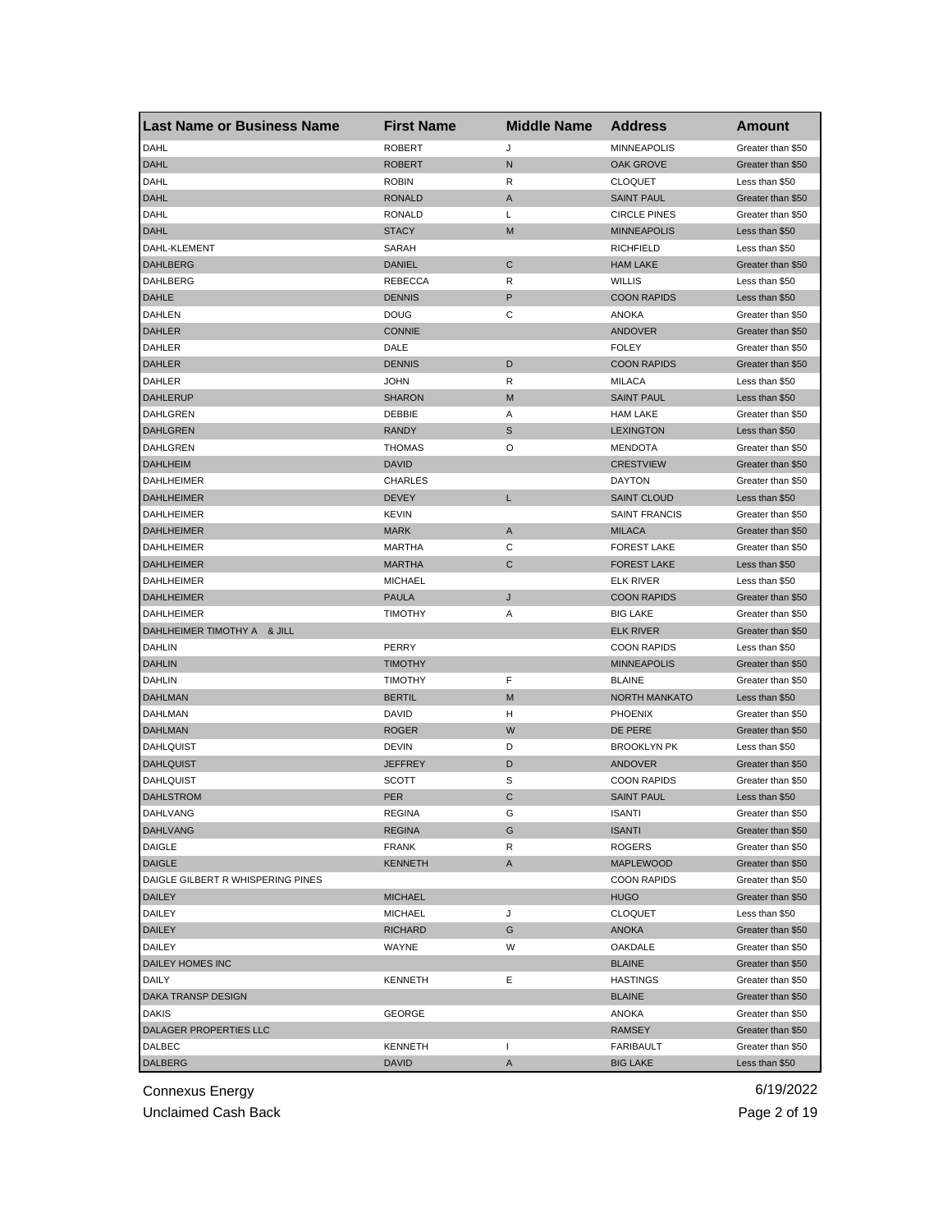| Last Name or Business Name | First Name | Middle Name | Address | Amount |
|---|---|---|---|---|
| DAHL | ROBERT | J | MINNEAPOLIS | Greater than $50 |
| DAHL | ROBERT | N | OAK GROVE | Greater than $50 |
| DAHL | ROBIN | R | CLOQUET | Less than $50 |
| DAHL | RONALD | A | SAINT PAUL | Greater than $50 |
| DAHL | RONALD | L | CIRCLE PINES | Greater than $50 |
| DAHL | STACY | M | MINNEAPOLIS | Less than $50 |
| DAHL-KLEMENT | SARAH | | RICHFIELD | Less than $50 |
| DAHLBERG | DANIEL | C | HAM LAKE | Greater than $50 |
| DAHLBERG | REBECCA | R | WILLIS | Less than $50 |
| DAHLE | DENNIS | P | COON RAPIDS | Less than $50 |
| DAHLEN | DOUG | C | ANOKA | Greater than $50 |
| DAHLER | CONNIE | | ANDOVER | Greater than $50 |
| DAHLER | DALE | | FOLEY | Greater than $50 |
| DAHLER | DENNIS | D | COON RAPIDS | Greater than $50 |
| DAHLER | JOHN | R | MILACA | Less than $50 |
| DAHLERUP | SHARON | M | SAINT PAUL | Less than $50 |
| DAHLGREN | DEBBIE | A | HAM LAKE | Greater than $50 |
| DAHLGREN | RANDY | S | LEXINGTON | Less than $50 |
| DAHLGREN | THOMAS | O | MENDOTA | Greater than $50 |
| DAHLHEIM | DAVID | | CRESTVIEW | Greater than $50 |
| DAHLHEIMER | CHARLES | | DAYTON | Greater than $50 |
| DAHLHEIMER | DEVEY | L | SAINT CLOUD | Less than $50 |
| DAHLHEIMER | KEVIN | | SAINT FRANCIS | Greater than $50 |
| DAHLHEIMER | MARK | A | MILACA | Greater than $50 |
| DAHLHEIMER | MARTHA | C | FOREST LAKE | Greater than $50 |
| DAHLHEIMER | MARTHA | C | FOREST LAKE | Less than $50 |
| DAHLHEIMER | MICHAEL | | ELK RIVER | Less than $50 |
| DAHLHEIMER | PAULA | J | COON RAPIDS | Greater than $50 |
| DAHLHEIMER | TIMOTHY | A | BIG LAKE | Greater than $50 |
| DAHLHEIMER TIMOTHY A & JILL | | | ELK RIVER | Greater than $50 |
| DAHLIN | PERRY | | COON RAPIDS | Less than $50 |
| DAHLIN | TIMOTHY | | MINNEAPOLIS | Greater than $50 |
| DAHLIN | TIMOTHY | F | BLAINE | Greater than $50 |
| DAHLMAN | BERTIL | M | NORTH MANKATO | Less than $50 |
| DAHLMAN | DAVID | H | PHOENIX | Greater than $50 |
| DAHLMAN | ROGER | W | DE PERE | Greater than $50 |
| DAHLQUIST | DEVIN | D | BROOKLYN PK | Less than $50 |
| DAHLQUIST | JEFFREY | D | ANDOVER | Greater than $50 |
| DAHLQUIST | SCOTT | S | COON RAPIDS | Greater than $50 |
| DAHLSTROM | PER | C | SAINT PAUL | Less than $50 |
| DAHLVANG | REGINA | G | ISANTI | Greater than $50 |
| DAHLVANG | REGINA | G | ISANTI | Greater than $50 |
| DAIGLE | FRANK | R | ROGERS | Greater than $50 |
| DAIGLE | KENNETH | A | MAPLEWOOD | Greater than $50 |
| DAIGLE GILBERT R WHISPERING PINES | | | COON RAPIDS | Greater than $50 |
| DAILEY | MICHAEL | | HUGO | Greater than $50 |
| DAILEY | MICHAEL | J | CLOQUET | Less than $50 |
| DAILEY | RICHARD | G | ANOKA | Greater than $50 |
| DAILEY | WAYNE | W | OAKDALE | Greater than $50 |
| DAILEY HOMES INC | | | BLAINE | Greater than $50 |
| DAILY | KENNETH | E | HASTINGS | Greater than $50 |
| DAKA TRANSP DESIGN | | | BLAINE | Greater than $50 |
| DAKIS | GEORGE | | ANOKA | Greater than $50 |
| DALAGER PROPERTIES LLC | | | RAMSEY | Greater than $50 |
| DALBEC | KENNETH | I | FARIBAULT | Greater than $50 |
| DALBERG | DAVID | A | BIG LAKE | Less than $50 |

Connexus Energy
Unclaimed Cash Back

6/19/2022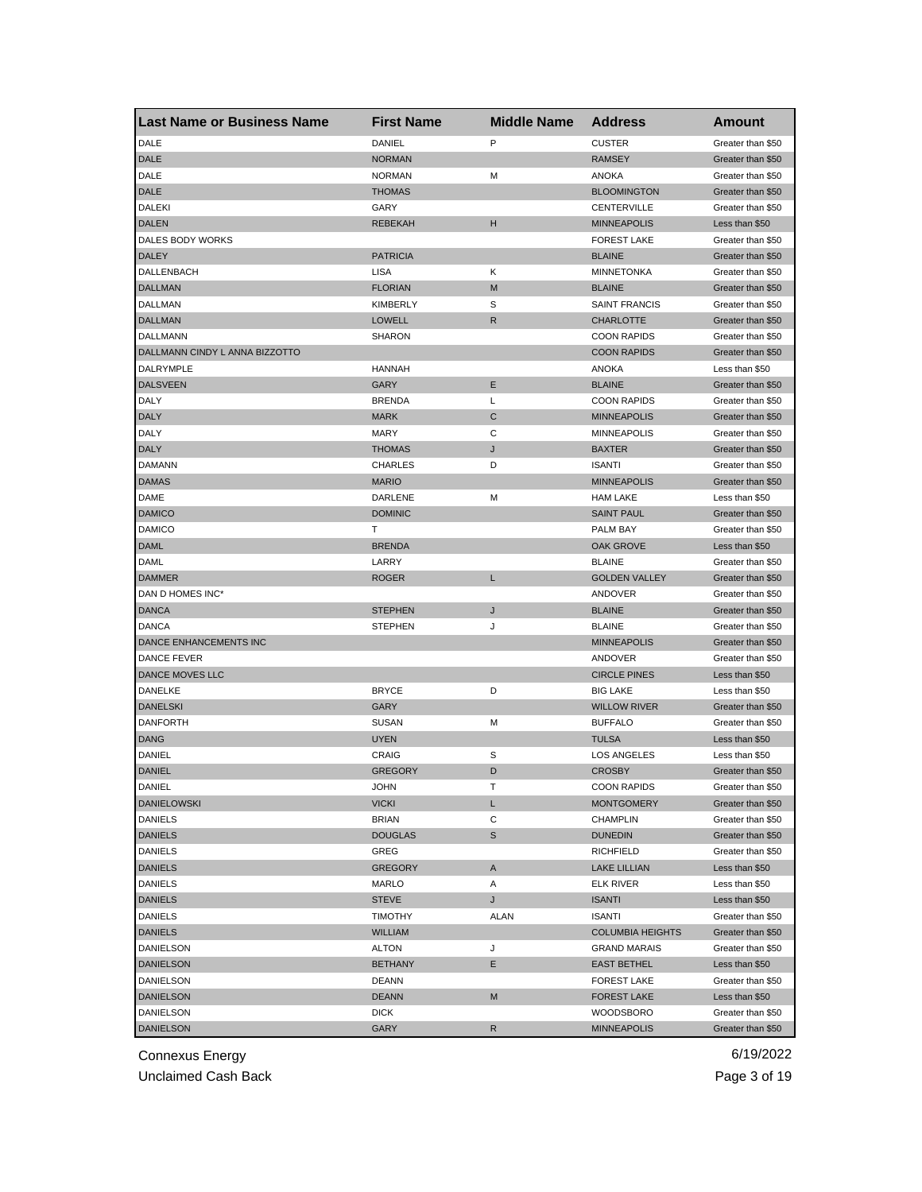| Last Name or Business Name | First Name | Middle Name | Address | Amount |
|---|---|---|---|---|
| DALE | DANIEL | P | CUSTER | Greater than $50 |
| DALE | NORMAN | | RAMSEY | Greater than $50 |
| DALE | NORMAN | M | ANOKA | Greater than $50 |
| DALE | THOMAS | | BLOOMINGTON | Greater than $50 |
| DALEKI | GARY | | CENTERVILLE | Greater than $50 |
| DALEN | REBEKAH | H | MINNEAPOLIS | Less than $50 |
| DALES BODY WORKS | | | FOREST LAKE | Greater than $50 |
| DALEY | PATRICIA | | BLAINE | Greater than $50 |
| DALLENBACH | LISA | K | MINNETONKA | Greater than $50 |
| DALLMAN | FLORIAN | M | BLAINE | Greater than $50 |
| DALLMAN | KIMBERLY | S | SAINT FRANCIS | Greater than $50 |
| DALLMAN | LOWELL | R | CHARLOTTE | Greater than $50 |
| DALLMANN | SHARON | | COON RAPIDS | Greater than $50 |
| DALLMANN CINDY L ANNA BIZZOTTO | | | COON RAPIDS | Greater than $50 |
| DALRYMPLE | HANNAH | | ANOKA | Less than $50 |
| DALSVEEN | GARY | E | BLAINE | Greater than $50 |
| DALY | BRENDA | L | COON RAPIDS | Greater than $50 |
| DALY | MARK | C | MINNEAPOLIS | Greater than $50 |
| DALY | MARY | C | MINNEAPOLIS | Greater than $50 |
| DALY | THOMAS | J | BAXTER | Greater than $50 |
| DAMANN | CHARLES | D | ISANTI | Greater than $50 |
| DAMAS | MARIO | | MINNEAPOLIS | Greater than $50 |
| DAME | DARLENE | M | HAM LAKE | Less than $50 |
| DAMICO | DOMINIC | | SAINT PAUL | Greater than $50 |
| DAMICO | T | | PALM BAY | Greater than $50 |
| DAML | BRENDA | | OAK GROVE | Less than $50 |
| DAML | LARRY | | BLAINE | Greater than $50 |
| DAMMER | ROGER | L | GOLDEN VALLEY | Greater than $50 |
| DAN D HOMES INC* | | | ANDOVER | Greater than $50 |
| DANCA | STEPHEN | J | BLAINE | Greater than $50 |
| DANCA | STEPHEN | J | BLAINE | Greater than $50 |
| DANCE ENHANCEMENTS INC | | | MINNEAPOLIS | Greater than $50 |
| DANCE FEVER | | | ANDOVER | Greater than $50 |
| DANCE MOVES LLC | | | CIRCLE PINES | Less than $50 |
| DANELKE | BRYCE | D | BIG LAKE | Less than $50 |
| DANELSKI | GARY | | WILLOW RIVER | Greater than $50 |
| DANFORTH | SUSAN | M | BUFFALO | Greater than $50 |
| DANG | UYEN | | TULSA | Less than $50 |
| DANIEL | CRAIG | S | LOS ANGELES | Less than $50 |
| DANIEL | GREGORY | D | CROSBY | Greater than $50 |
| DANIEL | JOHN | T | COON RAPIDS | Greater than $50 |
| DANIELOWSKI | VICKI | L | MONTGOMERY | Greater than $50 |
| DANIELS | BRIAN | C | CHAMPLIN | Greater than $50 |
| DANIELS | DOUGLAS | S | DUNEDIN | Greater than $50 |
| DANIELS | GREG | | RICHFIELD | Greater than $50 |
| DANIELS | GREGORY | A | LAKE LILLIAN | Less than $50 |
| DANIELS | MARLO | A | ELK RIVER | Less than $50 |
| DANIELS | STEVE | J | ISANTI | Less than $50 |
| DANIELS | TIMOTHY | ALAN | ISANTI | Greater than $50 |
| DANIELS | WILLIAM | | COLUMBIA HEIGHTS | Greater than $50 |
| DANIELSON | ALTON | J | GRAND MARAIS | Greater than $50 |
| DANIELSON | BETHANY | E | EAST BETHEL | Less than $50 |
| DANIELSON | DEANN | | FOREST LAKE | Greater than $50 |
| DANIELSON | DEANN | M | FOREST LAKE | Less than $50 |
| DANIELSON | DICK | | WOODSBORO | Greater than $50 |
| DANIELSON | GARY | R | MINNEAPOLIS | Greater than $50 |

Connexus Energy
Unclaimed Cash Back

6/19/2022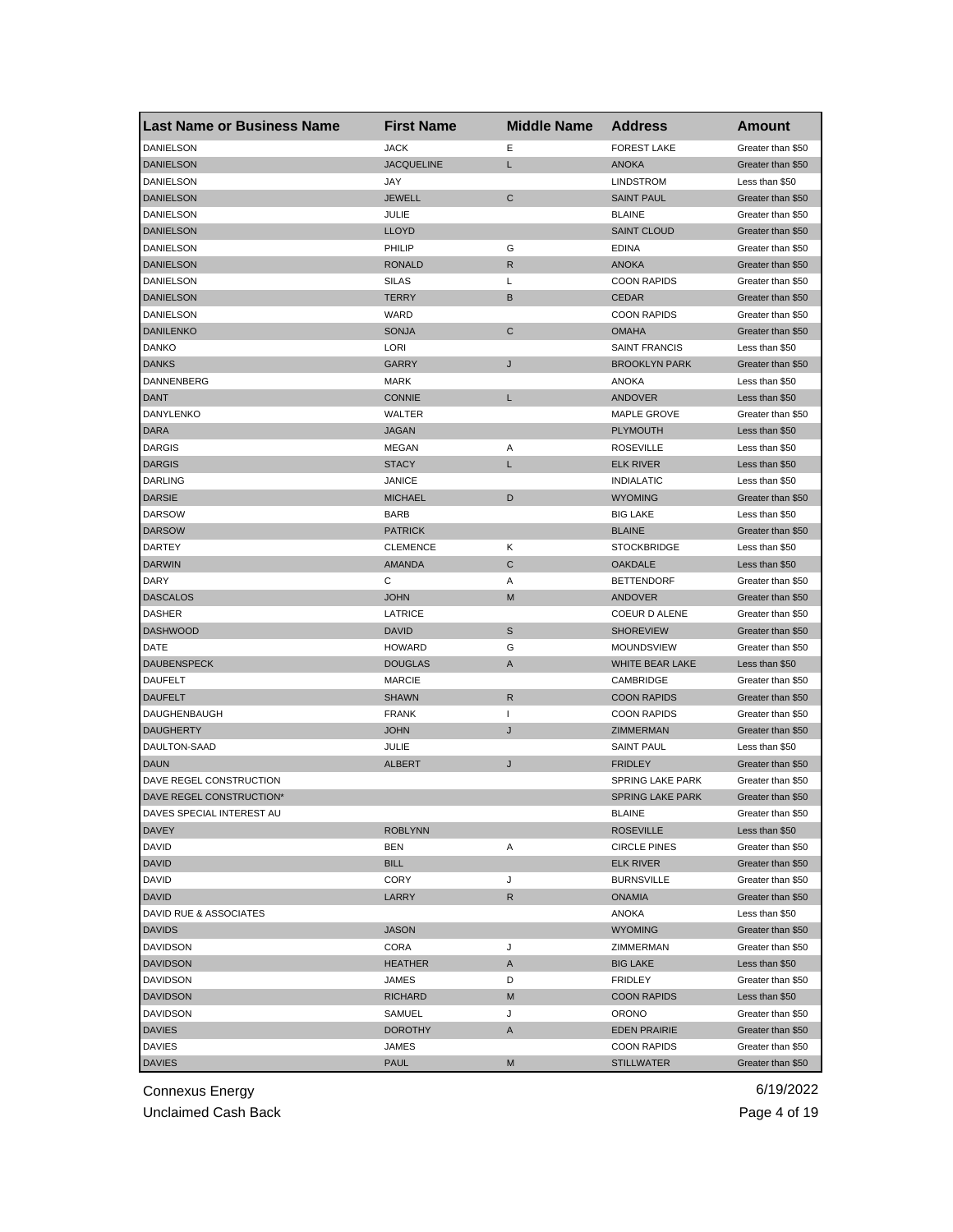| Last Name or Business Name | First Name | Middle Name | Address | Amount |
| --- | --- | --- | --- | --- |
| DANIELSON | JACK | E | FOREST LAKE | Greater than $50 |
| DANIELSON | JACQUELINE | L | ANOKA | Greater than $50 |
| DANIELSON | JAY | | LINDSTROM | Less than $50 |
| DANIELSON | JEWELL | C | SAINT PAUL | Greater than $50 |
| DANIELSON | JULIE | | BLAINE | Greater than $50 |
| DANIELSON | LLOYD | | SAINT CLOUD | Greater than $50 |
| DANIELSON | PHILIP | G | EDINA | Greater than $50 |
| DANIELSON | RONALD | R | ANOKA | Greater than $50 |
| DANIELSON | SILAS | L | COON RAPIDS | Greater than $50 |
| DANIELSON | TERRY | B | CEDAR | Greater than $50 |
| DANIELSON | WARD | | COON RAPIDS | Greater than $50 |
| DANILENKO | SONJA | C | OMAHA | Greater than $50 |
| DANKO | LORI | | SAINT FRANCIS | Less than $50 |
| DANKS | GARRY | J | BROOKLYN PARK | Greater than $50 |
| DANNENBERG | MARK | | ANOKA | Less than $50 |
| DANT | CONNIE | L | ANDOVER | Less than $50 |
| DANYLENKO | WALTER | | MAPLE GROVE | Greater than $50 |
| DARA | JAGAN | | PLYMOUTH | Less than $50 |
| DARGIS | MEGAN | A | ROSEVILLE | Less than $50 |
| DARGIS | STACY | L | ELK RIVER | Less than $50 |
| DARLING | JANICE | | INDIALATIC | Less than $50 |
| DARSIE | MICHAEL | D | WYOMING | Greater than $50 |
| DARSOW | BARB | | BIG LAKE | Less than $50 |
| DARSOW | PATRICK | | BLAINE | Greater than $50 |
| DARTEY | CLEMENCE | K | STOCKBRIDGE | Less than $50 |
| DARWIN | AMANDA | C | OAKDALE | Less than $50 |
| DARY | C | A | BETTENDORF | Greater than $50 |
| DASCALOS | JOHN | M | ANDOVER | Greater than $50 |
| DASHER | LATRICE | | COEUR D ALENE | Greater than $50 |
| DASHWOOD | DAVID | S | SHOREVIEW | Greater than $50 |
| DATE | HOWARD | G | MOUNDSVIEW | Greater than $50 |
| DAUBENSPECK | DOUGLAS | A | WHITE BEAR LAKE | Less than $50 |
| DAUFELT | MARCIE | | CAMBRIDGE | Greater than $50 |
| DAUFELT | SHAWN | R | COON RAPIDS | Greater than $50 |
| DAUGHENBAUGH | FRANK | I | COON RAPIDS | Greater than $50 |
| DAUGHERTY | JOHN | J | ZIMMERMAN | Greater than $50 |
| DAULTON-SAAD | JULIE | | SAINT PAUL | Less than $50 |
| DAUN | ALBERT | J | FRIDLEY | Greater than $50 |
| DAVE REGEL CONSTRUCTION | | | SPRING LAKE PARK | Greater than $50 |
| DAVE REGEL CONSTRUCTION* | | | SPRING LAKE PARK | Greater than $50 |
| DAVES SPECIAL INTEREST AU | | | BLAINE | Greater than $50 |
| DAVEY | ROBLYNN | | ROSEVILLE | Less than $50 |
| DAVID | BEN | A | CIRCLE PINES | Greater than $50 |
| DAVID | BILL | | ELK RIVER | Greater than $50 |
| DAVID | CORY | J | BURNSVILLE | Greater than $50 |
| DAVID | LARRY | R | ONAMIA | Greater than $50 |
| DAVID RUE & ASSOCIATES | | | ANOKA | Less than $50 |
| DAVIDS | JASON | | WYOMING | Greater than $50 |
| DAVIDSON | CORA | J | ZIMMERMAN | Greater than $50 |
| DAVIDSON | HEATHER | A | BIG LAKE | Less than $50 |
| DAVIDSON | JAMES | D | FRIDLEY | Greater than $50 |
| DAVIDSON | RICHARD | M | COON RAPIDS | Less than $50 |
| DAVIDSON | SAMUEL | J | ORONO | Greater than $50 |
| DAVIES | DOROTHY | A | EDEN PRAIRIE | Greater than $50 |
| DAVIES | JAMES | | COON RAPIDS | Greater than $50 |
| DAVIES | PAUL | M | STILLWATER | Greater than $50 |

Connexus Energy
Unclaimed Cash Back
6/19/2022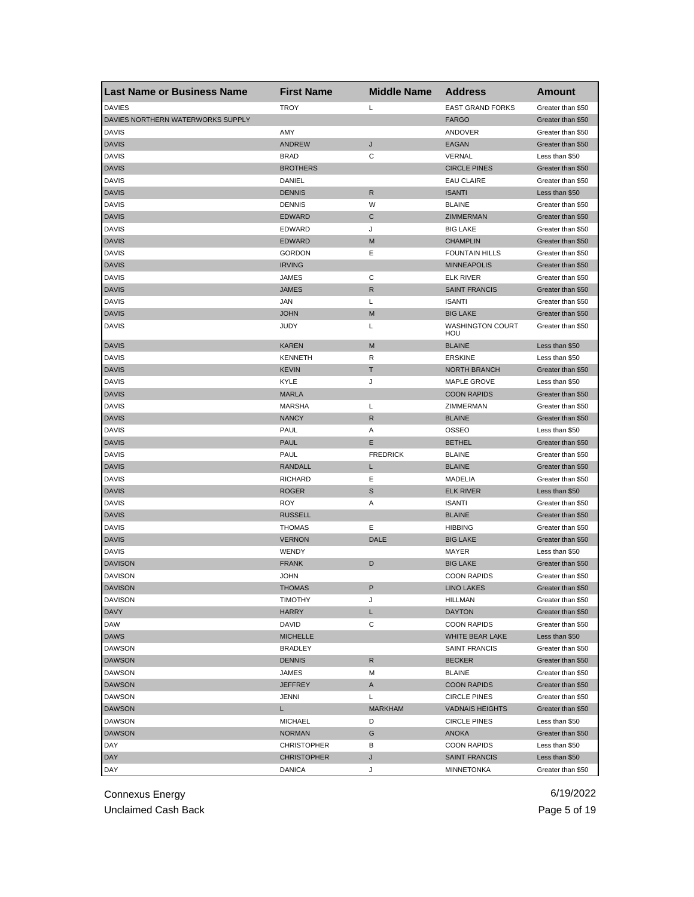| Last Name or Business Name | First Name | Middle Name | Address | Amount |
| --- | --- | --- | --- | --- |
| DAVIES | TROY | L | EAST GRAND FORKS | Greater than $50 |
| DAVIES NORTHERN WATERWORKS SUPPLY | | | FARGO | Greater than $50 |
| DAVIS | AMY | | ANDOVER | Greater than $50 |
| DAVIS | ANDREW | J | EAGAN | Greater than $50 |
| DAVIS | BRAD | C | VERNAL | Less than $50 |
| DAVIS | BROTHERS | | CIRCLE PINES | Greater than $50 |
| DAVIS | DANIEL | | EAU CLAIRE | Greater than $50 |
| DAVIS | DENNIS | R | ISANTI | Less than $50 |
| DAVIS | DENNIS | W | BLAINE | Greater than $50 |
| DAVIS | EDWARD | C | ZIMMERMAN | Greater than $50 |
| DAVIS | EDWARD | J | BIG LAKE | Greater than $50 |
| DAVIS | EDWARD | M | CHAMPLIN | Greater than $50 |
| DAVIS | GORDON | E | FOUNTAIN HILLS | Greater than $50 |
| DAVIS | IRVING | | MINNEAPOLIS | Greater than $50 |
| DAVIS | JAMES | C | ELK RIVER | Greater than $50 |
| DAVIS | JAMES | R | SAINT FRANCIS | Greater than $50 |
| DAVIS | JAN | L | ISANTI | Greater than $50 |
| DAVIS | JOHN | M | BIG LAKE | Greater than $50 |
| DAVIS | JUDY | L | WASHINGTON COURT HOU | Greater than $50 |
| DAVIS | KAREN | M | BLAINE | Less than $50 |
| DAVIS | KENNETH | R | ERSKINE | Less than $50 |
| DAVIS | KEVIN | T | NORTH BRANCH | Greater than $50 |
| DAVIS | KYLE | J | MAPLE GROVE | Less than $50 |
| DAVIS | MARLA | | COON RAPIDS | Greater than $50 |
| DAVIS | MARSHA | L | ZIMMERMAN | Greater than $50 |
| DAVIS | NANCY | R | BLAINE | Greater than $50 |
| DAVIS | PAUL | A | OSSEO | Less than $50 |
| DAVIS | PAUL | E | BETHEL | Greater than $50 |
| DAVIS | PAUL | FREDRICK | BLAINE | Greater than $50 |
| DAVIS | RANDALL | L | BLAINE | Greater than $50 |
| DAVIS | RICHARD | E | MADELIA | Greater than $50 |
| DAVIS | ROGER | S | ELK RIVER | Less than $50 |
| DAVIS | ROY | A | ISANTI | Greater than $50 |
| DAVIS | RUSSELL | | BLAINE | Greater than $50 |
| DAVIS | THOMAS | E | HIBBING | Greater than $50 |
| DAVIS | VERNON | DALE | BIG LAKE | Greater than $50 |
| DAVIS | WENDY | | MAYER | Less than $50 |
| DAVISON | FRANK | D | BIG LAKE | Greater than $50 |
| DAVISON | JOHN | | COON RAPIDS | Greater than $50 |
| DAVISON | THOMAS | P | LINO LAKES | Greater than $50 |
| DAVISON | TIMOTHY | J | HILLMAN | Greater than $50 |
| DAVY | HARRY | L | DAYTON | Greater than $50 |
| DAW | DAVID | C | COON RAPIDS | Greater than $50 |
| DAWS | MICHELLE | | WHITE BEAR LAKE | Less than $50 |
| DAWSON | BRADLEY | | SAINT FRANCIS | Greater than $50 |
| DAWSON | DENNIS | R | BECKER | Greater than $50 |
| DAWSON | JAMES | M | BLAINE | Greater than $50 |
| DAWSON | JEFFREY | A | COON RAPIDS | Greater than $50 |
| DAWSON | JENNI | L | CIRCLE PINES | Greater than $50 |
| DAWSON | L | MARKHAM | VADNAIS HEIGHTS | Greater than $50 |
| DAWSON | MICHAEL | D | CIRCLE PINES | Less than $50 |
| DAWSON | NORMAN | G | ANOKA | Greater than $50 |
| DAY | CHRISTOPHER | B | COON RAPIDS | Less than $50 |
| DAY | CHRISTOPHER | J | SAINT FRANCIS | Less than $50 |
| DAY | DANICA | J | MINNETONKA | Greater than $50 |

Connexus Energy
Unclaimed Cash Back

6/19/2022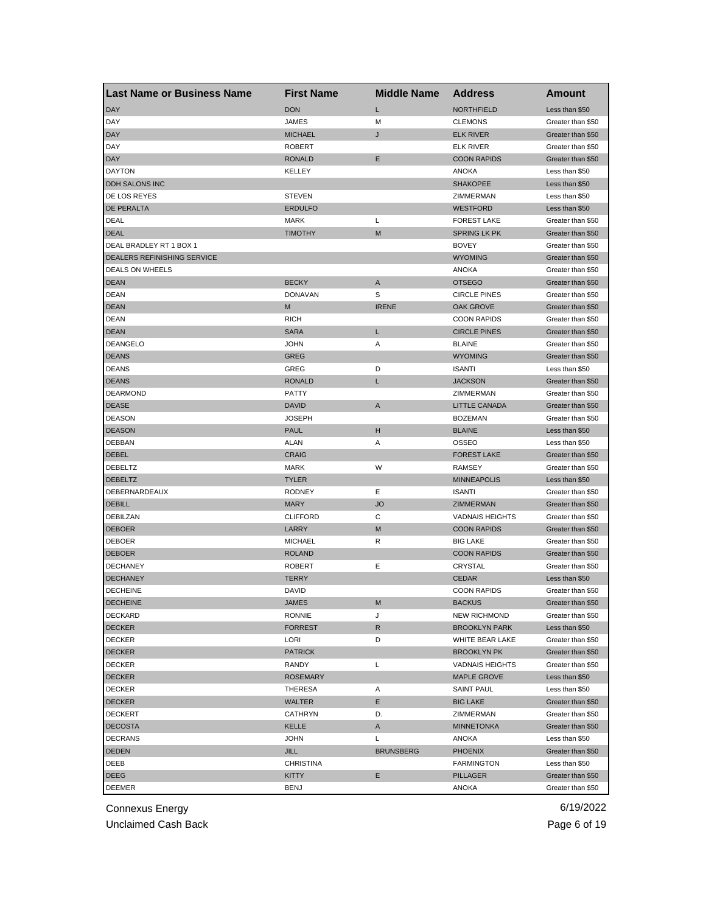| Last Name or Business Name | First Name | Middle Name | Address | Amount |
|---|---|---|---|---|
| DAY | DON | L | NORTHFIELD | Less than $50 |
| DAY | JAMES | M | CLEMONS | Greater than $50 |
| DAY | MICHAEL | J | ELK RIVER | Greater than $50 |
| DAY | ROBERT | | ELK RIVER | Greater than $50 |
| DAY | RONALD | E | COON RAPIDS | Greater than $50 |
| DAYTON | KELLEY | | ANOKA | Less than $50 |
| DDH SALONS INC | | | SHAKOPEE | Less than $50 |
| DE LOS REYES | STEVEN | | ZIMMERMAN | Less than $50 |
| DE PERALTA | ERDULFO | | WESTFORD | Less than $50 |
| DEAL | MARK | L | FOREST LAKE | Greater than $50 |
| DEAL | TIMOTHY | M | SPRING LK PK | Greater than $50 |
| DEAL BRADLEY RT 1 BOX 1 | | | BOVEY | Greater than $50 |
| DEALERS REFINISHING SERVICE | | | WYOMING | Greater than $50 |
| DEALS ON WHEELS | | | ANOKA | Greater than $50 |
| DEAN | BECKY | A | OTSEGO | Greater than $50 |
| DEAN | DONAVAN | S | CIRCLE PINES | Greater than $50 |
| DEAN | M | IRENE | OAK GROVE | Greater than $50 |
| DEAN | RICH | | COON RAPIDS | Greater than $50 |
| DEAN | SARA | L | CIRCLE PINES | Greater than $50 |
| DEANGELO | JOHN | A | BLAINE | Greater than $50 |
| DEANS | GREG | | WYOMING | Greater than $50 |
| DEANS | GREG | D | ISANTI | Less than $50 |
| DEANS | RONALD | L | JACKSON | Greater than $50 |
| DEARMOND | PATTY | | ZIMMERMAN | Greater than $50 |
| DEASE | DAVID | A | LITTLE CANADA | Greater than $50 |
| DEASON | JOSEPH | | BOZEMAN | Greater than $50 |
| DEASON | PAUL | H | BLAINE | Less than $50 |
| DEBBAN | ALAN | A | OSSEO | Less than $50 |
| DEBEL | CRAIG | | FOREST LAKE | Greater than $50 |
| DEBELTZ | MARK | W | RAMSEY | Greater than $50 |
| DEBELTZ | TYLER | | MINNEAPOLIS | Less than $50 |
| DEBERNARDEAUX | RODNEY | E | ISANTI | Greater than $50 |
| DEBILL | MARY | JO | ZIMMERMAN | Greater than $50 |
| DEBILZAN | CLIFFORD | C | VADNAIS HEIGHTS | Greater than $50 |
| DEBOER | LARRY | M | COON RAPIDS | Greater than $50 |
| DEBOER | MICHAEL | R | BIG LAKE | Greater than $50 |
| DEBOER | ROLAND | | COON RAPIDS | Greater than $50 |
| DECHANEY | ROBERT | E | CRYSTAL | Greater than $50 |
| DECHANEY | TERRY | | CEDAR | Less than $50 |
| DECHEINE | DAVID | | COON RAPIDS | Greater than $50 |
| DECHEINE | JAMES | M | BACKUS | Greater than $50 |
| DECKARD | RONNIE | J | NEW RICHMOND | Greater than $50 |
| DECKER | FORREST | R | BROOKLYN PARK | Less than $50 |
| DECKER | LORI | D | WHITE BEAR LAKE | Greater than $50 |
| DECKER | PATRICK | | BROOKLYN PK | Greater than $50 |
| DECKER | RANDY | L | VADNAIS HEIGHTS | Greater than $50 |
| DECKER | ROSEMARY | | MAPLE GROVE | Less than $50 |
| DECKER | THERESA | A | SAINT PAUL | Less than $50 |
| DECKER | WALTER | E | BIG LAKE | Greater than $50 |
| DECKERT | CATHRYN | D. | ZIMMERMAN | Greater than $50 |
| DECOSTA | KELLE | A | MINNETONKA | Greater than $50 |
| DECRANS | JOHN | L | ANOKA | Less than $50 |
| DEDEN | JILL | BRUNSBERG | PHOENIX | Greater than $50 |
| DEEB | CHRISTINA | | FARMINGTON | Less than $50 |
| DEEG | KITTY | E | PILLAGER | Greater than $50 |
| DEEMER | BENJ | | ANOKA | Greater than $50 |

Connexus Energy
Unclaimed Cash Back

6/19/2022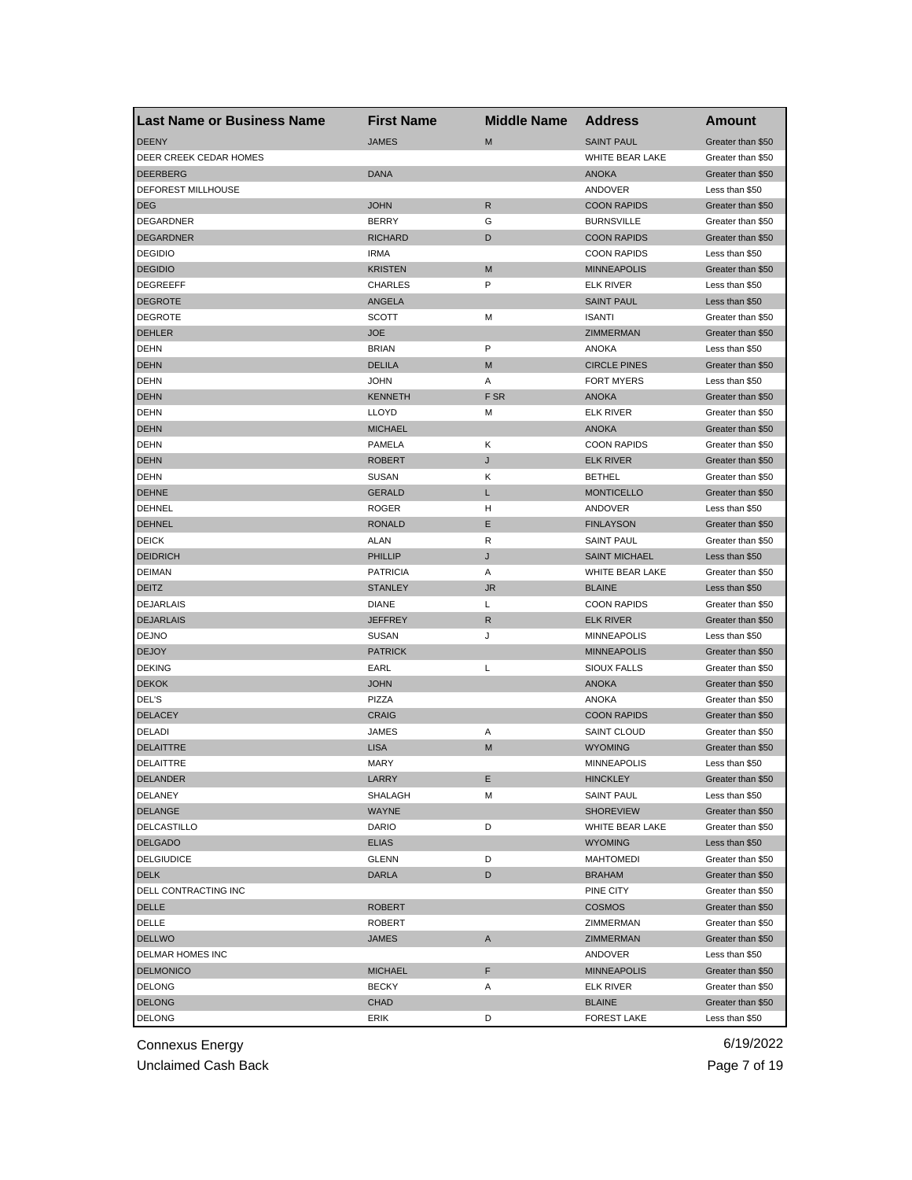| Last Name or Business Name | First Name | Middle Name | Address | Amount |
|---|---|---|---|---|
| DEENY | JAMES | M | SAINT PAUL | Greater than $50 |
| DEER CREEK CEDAR HOMES | | | WHITE BEAR LAKE | Greater than $50 |
| DEERBERG | DANA | | ANOKA | Greater than $50 |
| DEFOREST MILLHOUSE | | | ANDOVER | Less than $50 |
| DEG | JOHN | R | COON RAPIDS | Greater than $50 |
| DEGARDNER | BERRY | G | BURNSVILLE | Greater than $50 |
| DEGARDNER | RICHARD | D | COON RAPIDS | Greater than $50 |
| DEGIDIO | IRMA | | COON RAPIDS | Less than $50 |
| DEGIDIO | KRISTEN | M | MINNEAPOLIS | Greater than $50 |
| DEGREEFF | CHARLES | P | ELK RIVER | Less than $50 |
| DEGROTE | ANGELA | | SAINT PAUL | Less than $50 |
| DEGROTE | SCOTT | M | ISANTI | Greater than $50 |
| DEHLER | JOE | | ZIMMERMAN | Greater than $50 |
| DEHN | BRIAN | P | ANOKA | Less than $50 |
| DEHN | DELILA | M | CIRCLE PINES | Greater than $50 |
| DEHN | JOHN | A | FORT MYERS | Less than $50 |
| DEHN | KENNETH | F SR | ANOKA | Greater than $50 |
| DEHN | LLOYD | M | ELK RIVER | Greater than $50 |
| DEHN | MICHAEL | | ANOKA | Greater than $50 |
| DEHN | PAMELA | K | COON RAPIDS | Greater than $50 |
| DEHN | ROBERT | J | ELK RIVER | Greater than $50 |
| DEHN | SUSAN | K | BETHEL | Greater than $50 |
| DEHNE | GERALD | L | MONTICELLO | Greater than $50 |
| DEHNEL | ROGER | H | ANDOVER | Less than $50 |
| DEHNEL | RONALD | E | FINLAYSON | Greater than $50 |
| DEICK | ALAN | R | SAINT PAUL | Greater than $50 |
| DEIDRICH | PHILLIP | J | SAINT MICHAEL | Less than $50 |
| DEIMAN | PATRICIA | A | WHITE BEAR LAKE | Greater than $50 |
| DEITZ | STANLEY | JR | BLAINE | Less than $50 |
| DEJARLAIS | DIANE | L | COON RAPIDS | Greater than $50 |
| DEJARLAIS | JEFFREY | R | ELK RIVER | Greater than $50 |
| DEJNO | SUSAN | J | MINNEAPOLIS | Less than $50 |
| DEJOY | PATRICK | | MINNEAPOLIS | Greater than $50 |
| DEKING | EARL | L | SIOUX FALLS | Greater than $50 |
| DEKOK | JOHN | | ANOKA | Greater than $50 |
| DEL'S | PIZZA | | ANOKA | Greater than $50 |
| DELACEY | CRAIG | | COON RAPIDS | Greater than $50 |
| DELADI | JAMES | A | SAINT CLOUD | Greater than $50 |
| DELAITTRE | LISA | M | WYOMING | Greater than $50 |
| DELAITTRE | MARY | | MINNEAPOLIS | Less than $50 |
| DELANDER | LARRY | E | HINCKLEY | Greater than $50 |
| DELANEY | SHALAGH | M | SAINT PAUL | Less than $50 |
| DELANGE | WAYNE | | SHOREVIEW | Greater than $50 |
| DELCASTILLO | DARIO | D | WHITE BEAR LAKE | Greater than $50 |
| DELGADO | ELIAS | | WYOMING | Less than $50 |
| DELGIUDICE | GLENN | D | MAHTOMEDI | Greater than $50 |
| DELK | DARLA | D | BRAHAM | Greater than $50 |
| DELL CONTRACTING INC | | | PINE CITY | Greater than $50 |
| DELLE | ROBERT | | COSMOS | Greater than $50 |
| DELLE | ROBERT | | ZIMMERMAN | Greater than $50 |
| DELLWO | JAMES | A | ZIMMERMAN | Greater than $50 |
| DELMAR HOMES INC | | | ANDOVER | Less than $50 |
| DELMONICO | MICHAEL | F | MINNEAPOLIS | Greater than $50 |
| DELONG | BECKY | A | ELK RIVER | Greater than $50 |
| DELONG | CHAD | | BLAINE | Greater than $50 |
| DELONG | ERIK | D | FOREST LAKE | Less than $50 |

Connexus Energy
Unclaimed Cash Back

6/19/2022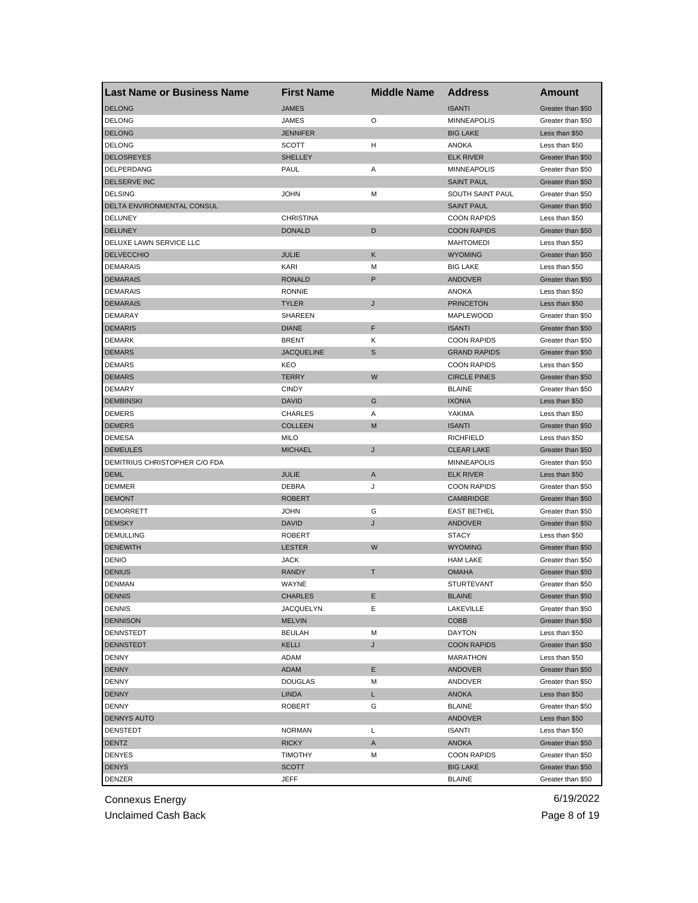| Last Name or Business Name | First Name | Middle Name | Address | Amount |
|---|---|---|---|---|
| DELONG | JAMES | | ISANTI | Greater than $50 |
| DELONG | JAMES | O | MINNEAPOLIS | Greater than $50 |
| DELONG | JENNIFER | | BIG LAKE | Less than $50 |
| DELONG | SCOTT | H | ANOKA | Less than $50 |
| DELOSREYES | SHELLEY | | ELK RIVER | Greater than $50 |
| DELPERDANG | PAUL | A | MINNEAPOLIS | Greater than $50 |
| DELSERVE INC | | | SAINT PAUL | Greater than $50 |
| DELSING | JOHN | M | SOUTH SAINT PAUL | Greater than $50 |
| DELTA ENVIRONMENTAL CONSUL | | | SAINT PAUL | Greater than $50 |
| DELUNEY | CHRISTINA | | COON RAPIDS | Less than $50 |
| DELUNEY | DONALD | D | COON RAPIDS | Greater than $50 |
| DELUXE LAWN SERVICE LLC | | | MAHTOMEDI | Less than $50 |
| DELVECCHIO | JULIE | K | WYOMING | Greater than $50 |
| DEMARAIS | KARI | M | BIG LAKE | Less than $50 |
| DEMARAIS | RONALD | P | ANDOVER | Greater than $50 |
| DEMARAIS | RONNIE | | ANOKA | Less than $50 |
| DEMARAIS | TYLER | J | PRINCETON | Less than $50 |
| DEMARAY | SHAREEN | | MAPLEWOOD | Greater than $50 |
| DEMARIS | DIANE | F | ISANTI | Greater than $50 |
| DEMARK | BRENT | K | COON RAPIDS | Greater than $50 |
| DEMARS | JACQUELINE | S | GRAND RAPIDS | Greater than $50 |
| DEMARS | KEO | | COON RAPIDS | Less than $50 |
| DEMARS | TERRY | W | CIRCLE PINES | Greater than $50 |
| DEMARY | CINDY | | BLAINE | Greater than $50 |
| DEMBINSKI | DAVID | G | IXONIA | Less than $50 |
| DEMERS | CHARLES | A | YAKIMA | Less than $50 |
| DEMERS | COLLEEN | M | ISANTI | Greater than $50 |
| DEMESA | MILO | | RICHFIELD | Less than $50 |
| DEMEULES | MICHAEL | J | CLEAR LAKE | Greater than $50 |
| DEMITRIUS CHRISTOPHER C/O FDA | | | MINNEAPOLIS | Greater than $50 |
| DEML | JULIE | A | ELK RIVER | Less than $50 |
| DEMMER | DEBRA | J | COON RAPIDS | Greater than $50 |
| DEMONT | ROBERT | | CAMBRIDGE | Greater than $50 |
| DEMORRETT | JOHN | G | EAST BETHEL | Greater than $50 |
| DEMSKY | DAVID | J | ANDOVER | Greater than $50 |
| DEMULLING | ROBERT | | STACY | Less than $50 |
| DENEWITH | LESTER | W | WYOMING | Greater than $50 |
| DENIO | JACK | | HAM LAKE | Greater than $50 |
| DENIUS | RANDY | T | OMAHA | Greater than $50 |
| DENMAN | WAYNE | | STURTEVANT | Greater than $50 |
| DENNIS | CHARLES | E | BLAINE | Greater than $50 |
| DENNIS | JACQUELYN | E | LAKEVILLE | Greater than $50 |
| DENNISON | MELVIN | | COBB | Greater than $50 |
| DENNSTEDT | BEULAH | M | DAYTON | Less than $50 |
| DENNSTEDT | KELLI | J | COON RAPIDS | Greater than $50 |
| DENNY | ADAM | | MARATHON | Less than $50 |
| DENNY | ADAM | E | ANDOVER | Greater than $50 |
| DENNY | DOUGLAS | M | ANDOVER | Greater than $50 |
| DENNY | LINDA | L | ANOKA | Less than $50 |
| DENNY | ROBERT | G | BLAINE | Greater than $50 |
| DENNYS AUTO | | | ANDOVER | Less than $50 |
| DENSTEDT | NORMAN | L | ISANTI | Less than $50 |
| DENTZ | RICKY | A | ANOKA | Greater than $50 |
| DENYES | TIMOTHY | M | COON RAPIDS | Greater than $50 |
| DENYS | SCOTT | | BIG LAKE | Greater than $50 |
| DENZER | JEFF | | BLAINE | Greater than $50 |

Connexus Energy 6/19/2022

Unclaimed Cash Back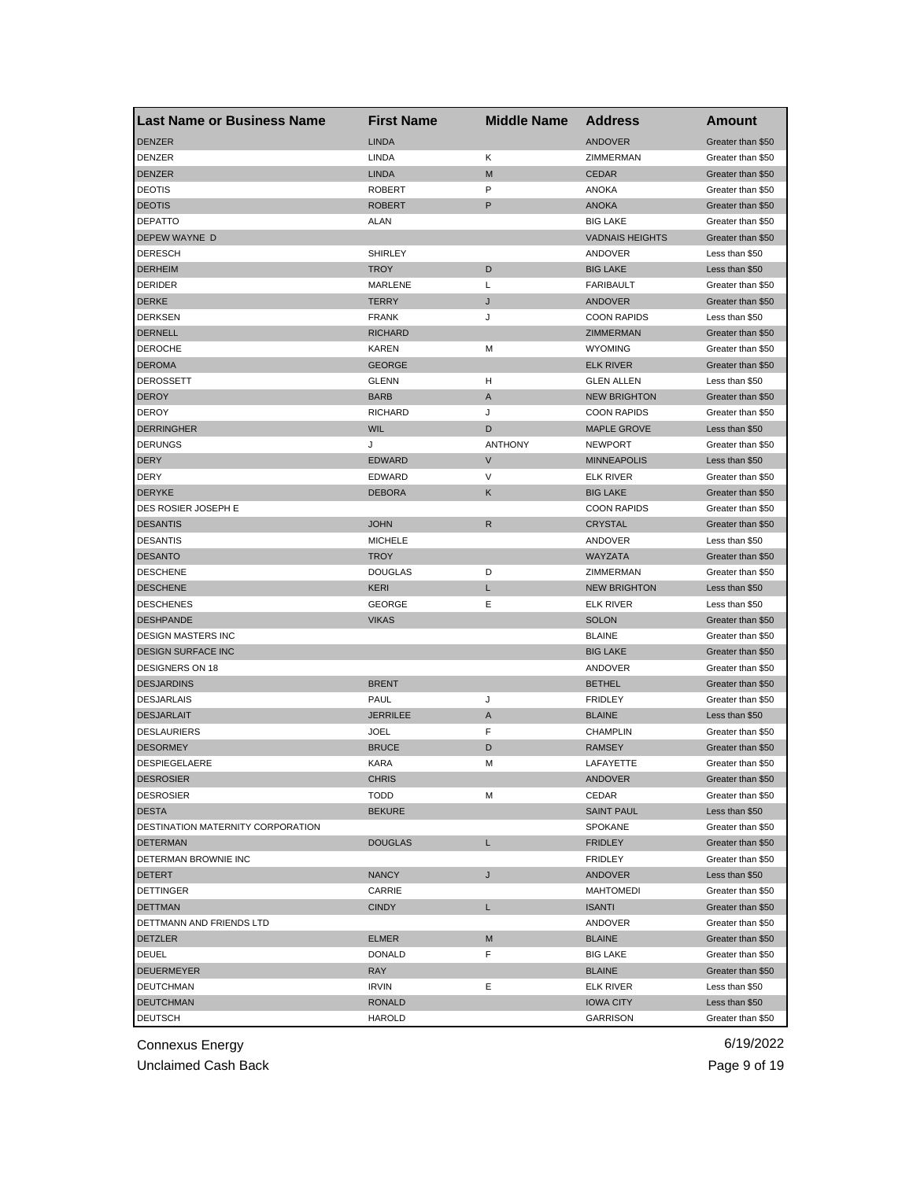| Last Name or Business Name | First Name | Middle Name | Address | Amount |
|---|---|---|---|---|
| DENZER | LINDA | | ANDOVER | Greater than $50 |
| DENZER | LINDA | K | ZIMMERMAN | Greater than $50 |
| DENZER | LINDA | M | CEDAR | Greater than $50 |
| DEOTIS | ROBERT | P | ANOKA | Greater than $50 |
| DEOTIS | ROBERT | P | ANOKA | Greater than $50 |
| DEPATTO | ALAN | | BIG LAKE | Greater than $50 |
| DEPEW WAYNE D | | | VADNAIS HEIGHTS | Greater than $50 |
| DERESCH | SHIRLEY | | ANDOVER | Less than $50 |
| DERHEIM | TROY | D | BIG LAKE | Less than $50 |
| DERIDER | MARLENE | L | FARIBAULT | Greater than $50 |
| DERKE | TERRY | J | ANDOVER | Greater than $50 |
| DERKSEN | FRANK | J | COON RAPIDS | Less than $50 |
| DERNELL | RICHARD | | ZIMMERMAN | Greater than $50 |
| DEROCHE | KAREN | M | WYOMING | Greater than $50 |
| DEROMA | GEORGE | | ELK RIVER | Greater than $50 |
| DEROSSETT | GLENN | H | GLEN ALLEN | Less than $50 |
| DEROY | BARB | A | NEW BRIGHTON | Greater than $50 |
| DEROY | RICHARD | J | COON RAPIDS | Greater than $50 |
| DERRINGHER | WIL | D | MAPLE GROVE | Less than $50 |
| DERUNGS | J | ANTHONY | NEWPORT | Greater than $50 |
| DERY | EDWARD | V | MINNEAPOLIS | Less than $50 |
| DERY | EDWARD | V | ELK RIVER | Greater than $50 |
| DERYKE | DEBORA | K | BIG LAKE | Greater than $50 |
| DES ROSIER JOSEPH E | | | COON RAPIDS | Greater than $50 |
| DESANTIS | JOHN | R | CRYSTAL | Greater than $50 |
| DESANTIS | MICHELE | | ANDOVER | Less than $50 |
| DESANTO | TROY | | WAYZATA | Greater than $50 |
| DESCHENE | DOUGLAS | D | ZIMMERMAN | Greater than $50 |
| DESCHENE | KERI | L | NEW BRIGHTON | Less than $50 |
| DESCHENES | GEORGE | E | ELK RIVER | Less than $50 |
| DESHPANDE | VIKAS | | SOLON | Greater than $50 |
| DESIGN MASTERS INC | | | BLAINE | Greater than $50 |
| DESIGN SURFACE INC | | | BIG LAKE | Greater than $50 |
| DESIGNERS ON 18 | | | ANDOVER | Greater than $50 |
| DESJARDINS | BRENT | | BETHEL | Greater than $50 |
| DESJARLAIS | PAUL | J | FRIDLEY | Greater than $50 |
| DESJARLAIT | JERRILEE | A | BLAINE | Less than $50 |
| DESLAURIERS | JOEL | F | CHAMPLIN | Greater than $50 |
| DESORMEY | BRUCE | D | RAMSEY | Greater than $50 |
| DESPIEGELAERE | KARA | M | LAFAYETTE | Greater than $50 |
| DESROSIER | CHRIS | | ANDOVER | Greater than $50 |
| DESROSIER | TODD | M | CEDAR | Greater than $50 |
| DESTA | BEKURE | | SAINT PAUL | Less than $50 |
| DESTINATION MATERNITY CORPORATION | | | SPOKANE | Greater than $50 |
| DETERMAN | DOUGLAS | L | FRIDLEY | Greater than $50 |
| DETERMAN BROWNIE INC | | | FRIDLEY | Greater than $50 |
| DETERT | NANCY | J | ANDOVER | Less than $50 |
| DETTINGER | CARRIE | | MAHTOMEDI | Greater than $50 |
| DETTMAN | CINDY | L | ISANTI | Greater than $50 |
| DETTMANN AND FRIENDS LTD | | | ANDOVER | Greater than $50 |
| DETZLER | ELMER | M | BLAINE | Greater than $50 |
| DEUEL | DONALD | F | BIG LAKE | Greater than $50 |
| DEUERMEYER | RAY | | BLAINE | Greater than $50 |
| DEUTCHMAN | IRVIN | E | ELK RIVER | Less than $50 |
| DEUTCHMAN | RONALD | | IOWA CITY | Less than $50 |
| DEUTSCH | HAROLD | | GARRISON | Greater than $50 |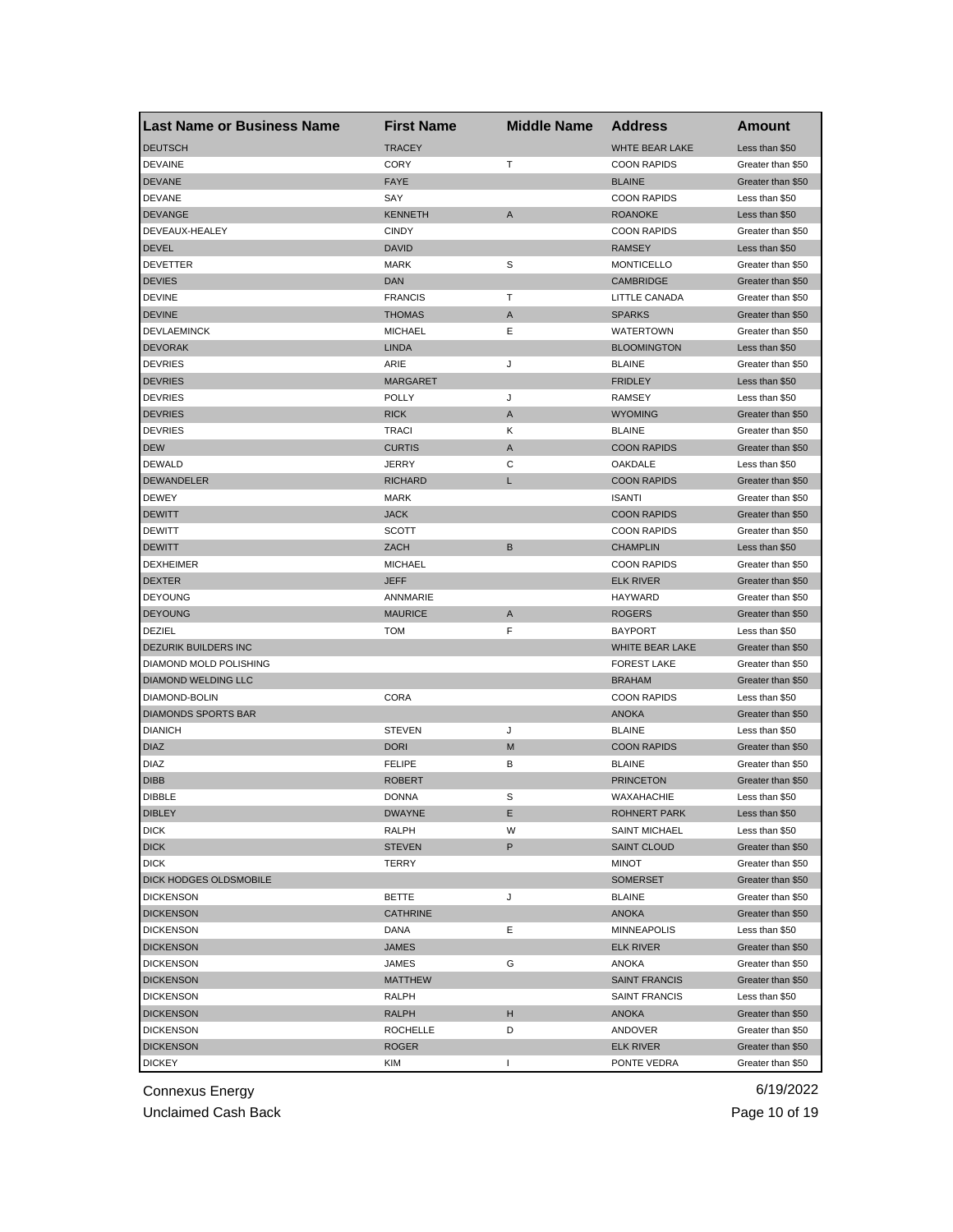| Last Name or Business Name | First Name | Middle Name | Address | Amount |
|---|---|---|---|---|
| DEUTSCH | TRACEY | | WHTE BEAR LAKE | Less than $50 |
| DEVAINE | CORY | T | COON RAPIDS | Greater than $50 |
| DEVANE | FAYE | | BLAINE | Greater than $50 |
| DEVANE | SAY | | COON RAPIDS | Less than $50 |
| DEVANGE | KENNETH | A | ROANOKE | Less than $50 |
| DEVEAUX-HEALEY | CINDY | | COON RAPIDS | Greater than $50 |
| DEVEL | DAVID | | RAMSEY | Less than $50 |
| DEVETTER | MARK | S | MONTICELLO | Greater than $50 |
| DEVIES | DAN | | CAMBRIDGE | Greater than $50 |
| DEVINE | FRANCIS | T | LITTLE CANADA | Greater than $50 |
| DEVINE | THOMAS | A | SPARKS | Greater than $50 |
| DEVLAEMINCK | MICHAEL | E | WATERTOWN | Greater than $50 |
| DEVORAK | LINDA | | BLOOMINGTON | Less than $50 |
| DEVRIES | ARIE | J | BLAINE | Greater than $50 |
| DEVRIES | MARGARET | | FRIDLEY | Less than $50 |
| DEVRIES | POLLY | J | RAMSEY | Less than $50 |
| DEVRIES | RICK | A | WYOMING | Greater than $50 |
| DEVRIES | TRACI | K | BLAINE | Greater than $50 |
| DEW | CURTIS | A | COON RAPIDS | Greater than $50 |
| DEWALD | JERRY | C | OAKDALE | Less than $50 |
| DEWANDELER | RICHARD | L | COON RAPIDS | Greater than $50 |
| DEWEY | MARK | | ISANTI | Greater than $50 |
| DEWITT | JACK | | COON RAPIDS | Greater than $50 |
| DEWITT | SCOTT | | COON RAPIDS | Greater than $50 |
| DEWITT | ZACH | B | CHAMPLIN | Less than $50 |
| DEXHEIMER | MICHAEL | | COON RAPIDS | Greater than $50 |
| DEXTER | JEFF | | ELK RIVER | Greater than $50 |
| DEYOUNG | ANNMARIE | | HAYWARD | Greater than $50 |
| DEYOUNG | MAURICE | A | ROGERS | Greater than $50 |
| DEZIEL | TOM | F | BAYPORT | Less than $50 |
| DEZURIK BUILDERS INC | | | WHITE BEAR LAKE | Greater than $50 |
| DIAMOND MOLD POLISHING | | | FOREST LAKE | Greater than $50 |
| DIAMOND WELDING LLC | | | BRAHAM | Greater than $50 |
| DIAMOND-BOLIN | CORA | | COON RAPIDS | Less than $50 |
| DIAMONDS SPORTS BAR | | | ANOKA | Greater than $50 |
| DIANICH | STEVEN | J | BLAINE | Less than $50 |
| DIAZ | DORI | M | COON RAPIDS | Greater than $50 |
| DIAZ | FELIPE | B | BLAINE | Greater than $50 |
| DIBB | ROBERT | | PRINCETON | Greater than $50 |
| DIBBLE | DONNA | S | WAXAHACHIE | Less than $50 |
| DIBLEY | DWAYNE | E | ROHNERT PARK | Less than $50 |
| DICK | RALPH | W | SAINT MICHAEL | Less than $50 |
| DICK | STEVEN | P | SAINT CLOUD | Greater than $50 |
| DICK | TERRY | | MINOT | Greater than $50 |
| DICK HODGES OLDSMOBILE | | | SOMERSET | Greater than $50 |
| DICKENSON | BETTE | J | BLAINE | Greater than $50 |
| DICKENSON | CATHRINE | | ANOKA | Greater than $50 |
| DICKENSON | DANA | E | MINNEAPOLIS | Less than $50 |
| DICKENSON | JAMES | | ELK RIVER | Greater than $50 |
| DICKENSON | JAMES | G | ANOKA | Greater than $50 |
| DICKENSON | MATTHEW | | SAINT FRANCIS | Greater than $50 |
| DICKENSON | RALPH | | SAINT FRANCIS | Less than $50 |
| DICKENSON | RALPH | H | ANOKA | Greater than $50 |
| DICKENSON | ROCHELLE | D | ANDOVER | Greater than $50 |
| DICKENSON | ROGER | | ELK RIVER | Greater than $50 |
| DICKEY | KIM | I | PONTE VEDRA | Greater than $50 |

Connexus Energy
Unclaimed Cash Back

6/19/2022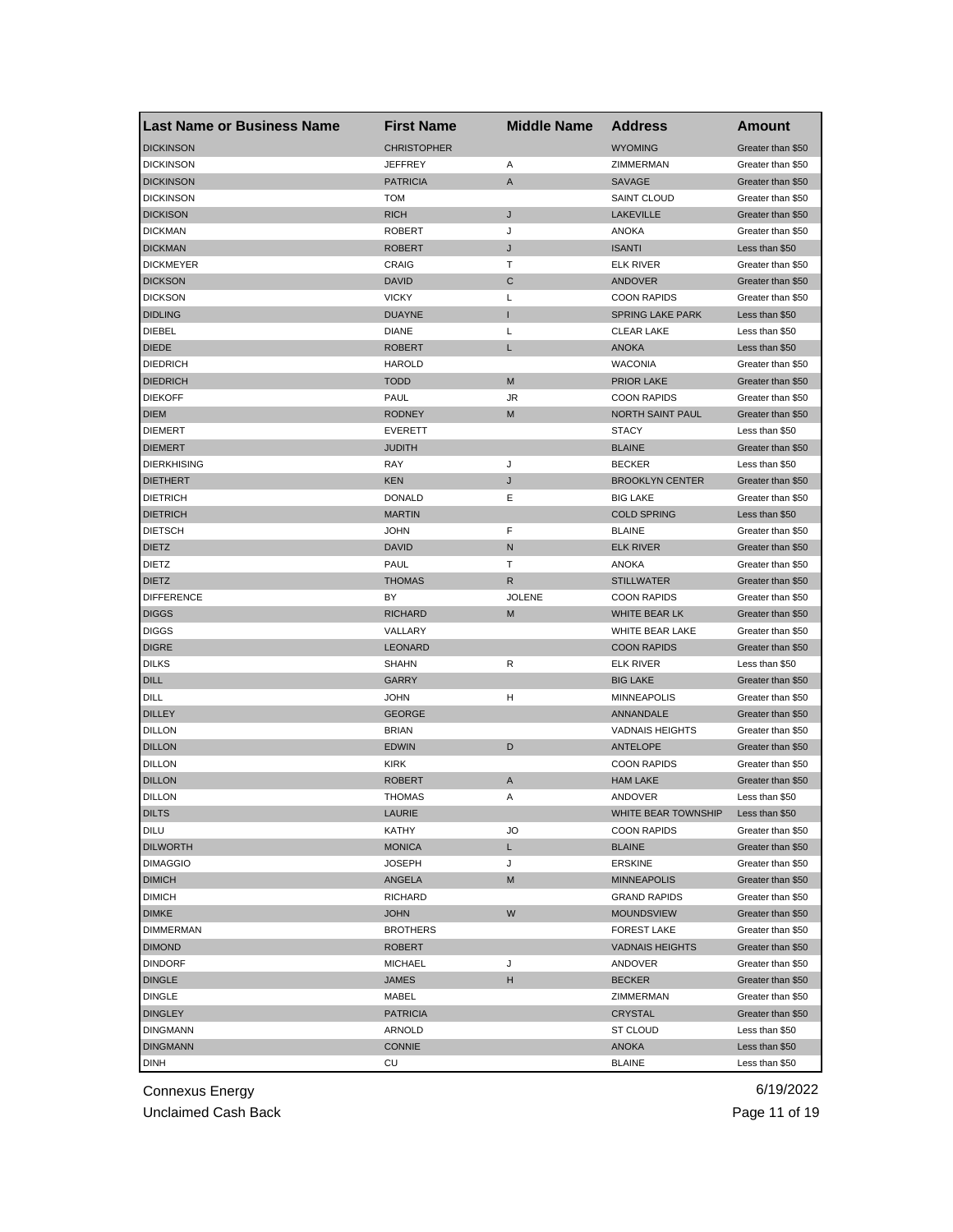| Last Name or Business Name | First Name | Middle Name | Address | Amount |
| --- | --- | --- | --- | --- |
| DICKINSON | CHRISTOPHER | | WYOMING | Greater than $50 |
| DICKINSON | JEFFREY | A | ZIMMERMAN | Greater than $50 |
| DICKINSON | PATRICIA | A | SAVAGE | Greater than $50 |
| DICKINSON | TOM | | SAINT CLOUD | Greater than $50 |
| DICKISON | RICH | J | LAKEVILLE | Greater than $50 |
| DICKMAN | ROBERT | J | ANOKA | Greater than $50 |
| DICKMAN | ROBERT | J | ISANTI | Less than $50 |
| DICKMEYER | CRAIG | T | ELK RIVER | Greater than $50 |
| DICKSON | DAVID | C | ANDOVER | Greater than $50 |
| DICKSON | VICKY | L | COON RAPIDS | Greater than $50 |
| DIDLING | DUAYNE | I | SPRING LAKE PARK | Less than $50 |
| DIEBEL | DIANE | L | CLEAR LAKE | Less than $50 |
| DIEDE | ROBERT | L | ANOKA | Less than $50 |
| DIEDRICH | HAROLD | | WACONIA | Greater than $50 |
| DIEDRICH | TODD | M | PRIOR LAKE | Greater than $50 |
| DIEKOFF | PAUL | JR | COON RAPIDS | Greater than $50 |
| DIEM | RODNEY | M | NORTH SAINT PAUL | Greater than $50 |
| DIEMERT | EVERETT | | STACY | Less than $50 |
| DIEMERT | JUDITH | | BLAINE | Greater than $50 |
| DIERKHISING | RAY | J | BECKER | Less than $50 |
| DIETHERT | KEN | J | BROOKLYN CENTER | Greater than $50 |
| DIETRICH | DONALD | E | BIG LAKE | Greater than $50 |
| DIETRICH | MARTIN | | COLD SPRING | Less than $50 |
| DIETSCH | JOHN | F | BLAINE | Greater than $50 |
| DIETZ | DAVID | N | ELK RIVER | Greater than $50 |
| DIETZ | PAUL | T | ANOKA | Greater than $50 |
| DIETZ | THOMAS | R | STILLWATER | Greater than $50 |
| DIFFERENCE | BY | JOLENE | COON RAPIDS | Greater than $50 |
| DIGGS | RICHARD | M | WHITE BEAR LK | Greater than $50 |
| DIGGS | VALLARY | | WHITE BEAR LAKE | Greater than $50 |
| DIGRE | LEONARD | | COON RAPIDS | Greater than $50 |
| DILKS | SHAHN | R | ELK RIVER | Less than $50 |
| DILL | GARRY | | BIG LAKE | Greater than $50 |
| DILL | JOHN | H | MINNEAPOLIS | Greater than $50 |
| DILLEY | GEORGE | | ANNANDALE | Greater than $50 |
| DILLON | BRIAN | | VADNAIS HEIGHTS | Greater than $50 |
| DILLON | EDWIN | D | ANTELOPE | Greater than $50 |
| DILLON | KIRK | | COON RAPIDS | Greater than $50 |
| DILLON | ROBERT | A | HAM LAKE | Greater than $50 |
| DILLON | THOMAS | A | ANDOVER | Less than $50 |
| DILTS | LAURIE | | WHITE BEAR TOWNSHIP | Less than $50 |
| DILU | KATHY | JO | COON RAPIDS | Greater than $50 |
| DILWORTH | MONICA | L | BLAINE | Greater than $50 |
| DIMAGGIO | JOSEPH | J | ERSKINE | Greater than $50 |
| DIMICH | ANGELA | M | MINNEAPOLIS | Greater than $50 |
| DIMICH | RICHARD | | GRAND RAPIDS | Greater than $50 |
| DIMKE | JOHN | W | MOUNDSVIEW | Greater than $50 |
| DIMMERMAN | BROTHERS | | FOREST LAKE | Greater than $50 |
| DIMOND | ROBERT | | VADNAIS HEIGHTS | Greater than $50 |
| DINDORF | MICHAEL | J | ANDOVER | Greater than $50 |
| DINGLE | JAMES | H | BECKER | Greater than $50 |
| DINGLE | MABEL | | ZIMMERMAN | Greater than $50 |
| DINGLEY | PATRICIA | | CRYSTAL | Greater than $50 |
| DINGMANN | ARNOLD | | ST CLOUD | Less than $50 |
| DINGMANN | CONNIE | | ANOKA | Less than $50 |
| DINH | CU | | BLAINE | Less than $50 |

Connexus Energy
Unclaimed Cash Back
6/19/2022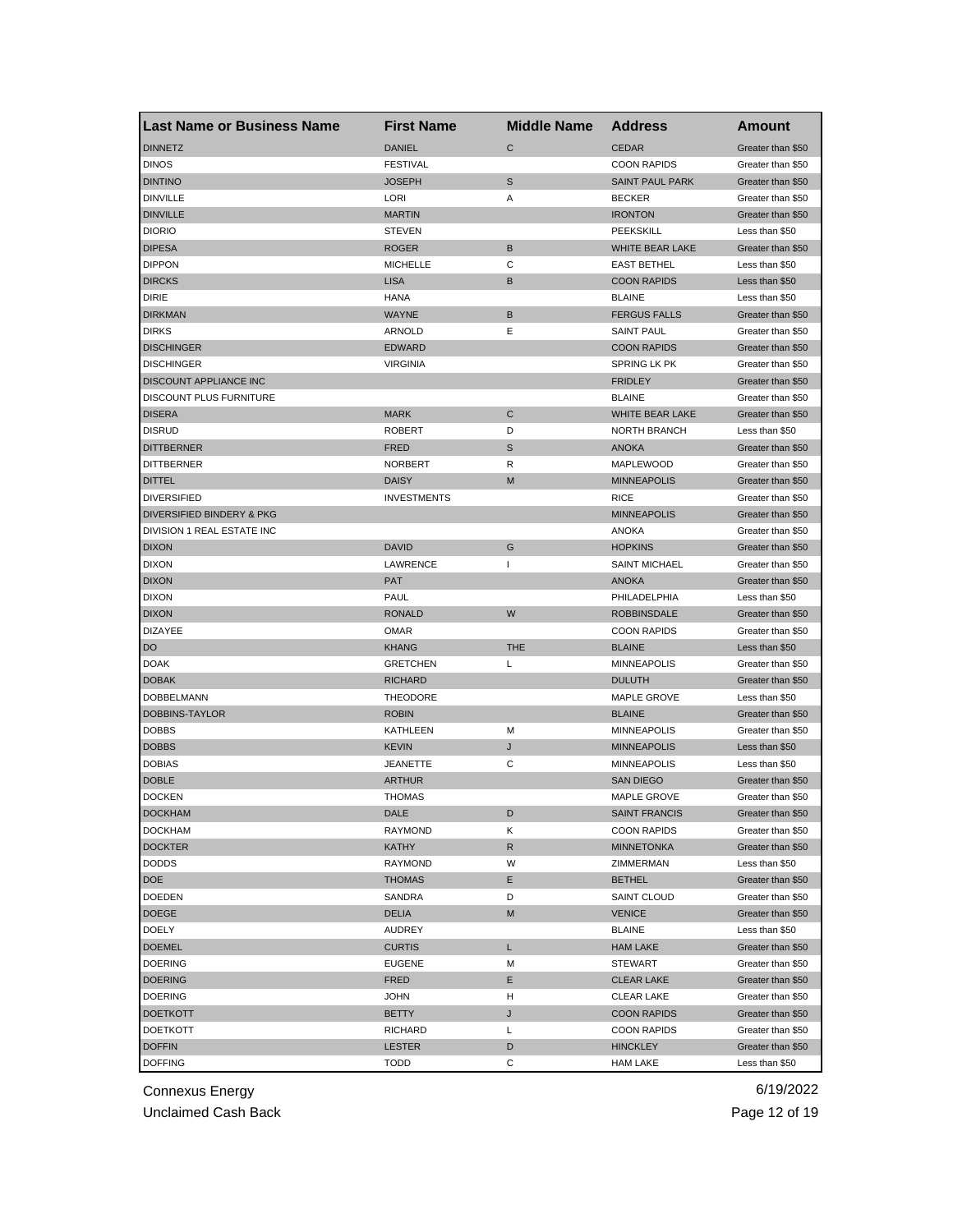| Last Name or Business Name | First Name | Middle Name | Address | Amount |
|---|---|---|---|---|
| DINNETZ | DANIEL | C | CEDAR | Greater than $50 |
| DINOS | FESTIVAL | | COON RAPIDS | Greater than $50 |
| DINTINO | JOSEPH | S | SAINT PAUL PARK | Greater than $50 |
| DINVILLE | LORI | A | BECKER | Greater than $50 |
| DINVILLE | MARTIN | | IRONTON | Greater than $50 |
| DIORIO | STEVEN | | PEEKSKILL | Less than $50 |
| DIPESA | ROGER | B | WHITE BEAR LAKE | Greater than $50 |
| DIPPON | MICHELLE | C | EAST BETHEL | Less than $50 |
| DIRCKS | LISA | B | COON RAPIDS | Less than $50 |
| DIRIE | HANA | | BLAINE | Less than $50 |
| DIRKMAN | WAYNE | B | FERGUS FALLS | Greater than $50 |
| DIRKS | ARNOLD | E | SAINT PAUL | Greater than $50 |
| DISCHINGER | EDWARD | | COON RAPIDS | Greater than $50 |
| DISCHINGER | VIRGINIA | | SPRING LK PK | Greater than $50 |
| DISCOUNT APPLIANCE INC | | | FRIDLEY | Greater than $50 |
| DISCOUNT PLUS FURNITURE | | | BLAINE | Greater than $50 |
| DISERA | MARK | C | WHITE BEAR LAKE | Greater than $50 |
| DISRUD | ROBERT | D | NORTH BRANCH | Less than $50 |
| DITTBERNER | FRED | S | ANOKA | Greater than $50 |
| DITTBERNER | NORBERT | R | MAPLEWOOD | Greater than $50 |
| DITTEL | DAISY | M | MINNEAPOLIS | Greater than $50 |
| DIVERSIFIED | INVESTMENTS | | RICE | Greater than $50 |
| DIVERSIFIED BINDERY & PKG | | | MINNEAPOLIS | Greater than $50 |
| DIVISION 1 REAL ESTATE INC | | | ANOKA | Greater than $50 |
| DIXON | DAVID | G | HOPKINS | Greater than $50 |
| DIXON | LAWRENCE | I | SAINT MICHAEL | Greater than $50 |
| DIXON | PAT | | ANOKA | Greater than $50 |
| DIXON | PAUL | | PHILADELPHIA | Less than $50 |
| DIXON | RONALD | W | ROBBINSDALE | Greater than $50 |
| DIZAYEE | OMAR | | COON RAPIDS | Greater than $50 |
| DO | KHANG | THE | BLAINE | Less than $50 |
| DOAK | GRETCHEN | L | MINNEAPOLIS | Greater than $50 |
| DOBAK | RICHARD | | DULUTH | Greater than $50 |
| DOBBELMANN | THEODORE | | MAPLE GROVE | Less than $50 |
| DOBBINS-TAYLOR | ROBIN | | BLAINE | Greater than $50 |
| DOBBS | KATHLEEN | M | MINNEAPOLIS | Greater than $50 |
| DOBBS | KEVIN | J | MINNEAPOLIS | Less than $50 |
| DOBIAS | JEANETTE | C | MINNEAPOLIS | Less than $50 |
| DOBLE | ARTHUR | | SAN DIEGO | Greater than $50 |
| DOCKEN | THOMAS | | MAPLE GROVE | Greater than $50 |
| DOCKHAM | DALE | D | SAINT FRANCIS | Greater than $50 |
| DOCKHAM | RAYMOND | K | COON RAPIDS | Greater than $50 |
| DOCKTER | KATHY | R | MINNETONKA | Greater than $50 |
| DODDS | RAYMOND | W | ZIMMERMAN | Less than $50 |
| DOE | THOMAS | E | BETHEL | Greater than $50 |
| DOEDEN | SANDRA | D | SAINT CLOUD | Greater than $50 |
| DOEGE | DELIA | M | VENICE | Greater than $50 |
| DOELY | AUDREY | | BLAINE | Less than $50 |
| DOEMEL | CURTIS | L | HAM LAKE | Greater than $50 |
| DOERING | EUGENE | M | STEWART | Greater than $50 |
| DOERING | FRED | E | CLEAR LAKE | Greater than $50 |
| DOERING | JOHN | H | CLEAR LAKE | Greater than $50 |
| DOETKOTT | BETTY | J | COON RAPIDS | Greater than $50 |
| DOETKOTT | RICHARD | L | COON RAPIDS | Greater than $50 |
| DOFFIN | LESTER | D | HINCKLEY | Greater than $50 |
| DOFFING | TODD | C | HAM LAKE | Less than $50 |

Connexus Energy
Unclaimed Cash Back

6/19/2022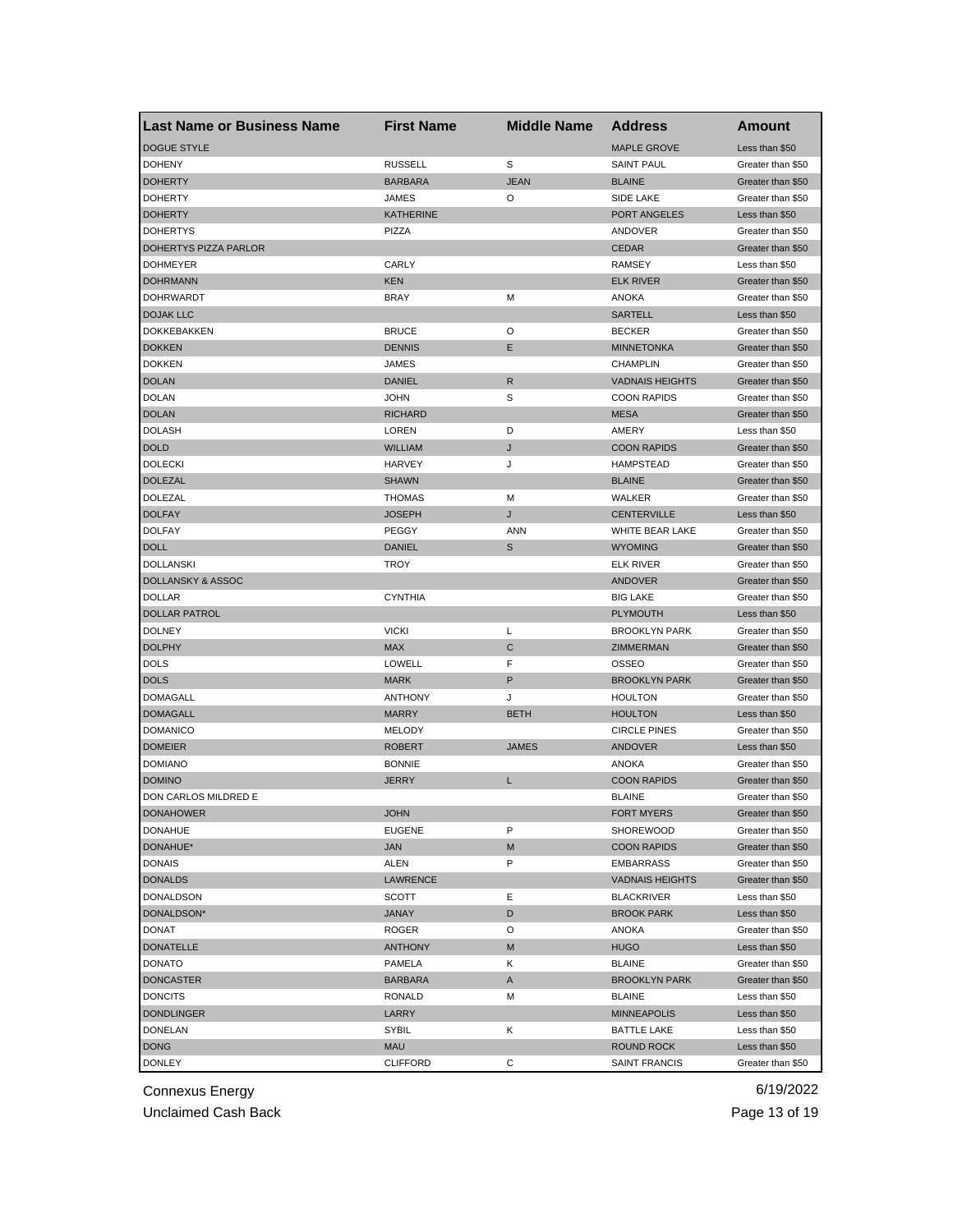| Last Name or Business Name | First Name | Middle Name | Address | Amount |
|---|---|---|---|---|
| DOGUE STYLE | | | MAPLE GROVE | Less than $50 |
| DOHENY | RUSSELL | S | SAINT PAUL | Greater than $50 |
| DOHERTY | BARBARA | JEAN | BLAINE | Greater than $50 |
| DOHERTY | JAMES | O | SIDE LAKE | Greater than $50 |
| DOHERTY | KATHERINE | | PORT ANGELES | Less than $50 |
| DOHERTYS | PIZZA | | ANDOVER | Greater than $50 |
| DOHERTYS PIZZA PARLOR | | | CEDAR | Greater than $50 |
| DOHMEYER | CARLY | | RAMSEY | Less than $50 |
| DOHRMANN | KEN | | ELK RIVER | Greater than $50 |
| DOHRWARDT | BRAY | M | ANOKA | Greater than $50 |
| DOJAK LLC | | | SARTELL | Less than $50 |
| DOKKEBAKKEN | BRUCE | O | BECKER | Greater than $50 |
| DOKKEN | DENNIS | E | MINNETONKA | Greater than $50 |
| DOKKEN | JAMES | | CHAMPLIN | Greater than $50 |
| DOLAN | DANIEL | R | VADNAIS HEIGHTS | Greater than $50 |
| DOLAN | JOHN | S | COON RAPIDS | Greater than $50 |
| DOLAN | RICHARD | | MESA | Greater than $50 |
| DOLASH | LOREN | D | AMERY | Less than $50 |
| DOLD | WILLIAM | J | COON RAPIDS | Greater than $50 |
| DOLECKI | HARVEY | J | HAMPSTEAD | Greater than $50 |
| DOLEZAL | SHAWN | | BLAINE | Greater than $50 |
| DOLEZAL | THOMAS | M | WALKER | Greater than $50 |
| DOLFAY | JOSEPH | J | CENTERVILLE | Less than $50 |
| DOLFAY | PEGGY | ANN | WHITE BEAR LAKE | Greater than $50 |
| DOLL | DANIEL | S | WYOMING | Greater than $50 |
| DOLLANSKI | TROY | | ELK RIVER | Greater than $50 |
| DOLLANSKY & ASSOC | | | ANDOVER | Greater than $50 |
| DOLLAR | CYNTHIA | | BIG LAKE | Greater than $50 |
| DOLLAR PATROL | | | PLYMOUTH | Less than $50 |
| DOLNEY | VICKI | L | BROOKLYN PARK | Greater than $50 |
| DOLPHY | MAX | C | ZIMMERMAN | Greater than $50 |
| DOLS | LOWELL | F | OSSEO | Greater than $50 |
| DOLS | MARK | P | BROOKLYN PARK | Greater than $50 |
| DOMAGALL | ANTHONY | J | HOULTON | Greater than $50 |
| DOMAGALL | MARRY | BETH | HOULTON | Less than $50 |
| DOMANICO | MELODY | | CIRCLE PINES | Greater than $50 |
| DOMEIER | ROBERT | JAMES | ANDOVER | Less than $50 |
| DOMIANO | BONNIE | | ANOKA | Greater than $50 |
| DOMINO | JERRY | L | COON RAPIDS | Greater than $50 |
| DON CARLOS MILDRED E | | | BLAINE | Greater than $50 |
| DONAHOWER | JOHN | | FORT MYERS | Greater than $50 |
| DONAHUE | EUGENE | P | SHOREWOOD | Greater than $50 |
| DONAHUE* | JAN | M | COON RAPIDS | Greater than $50 |
| DONAIS | ALEN | P | EMBARRASS | Greater than $50 |
| DONALDS | LAWRENCE | | VADNAIS HEIGHTS | Greater than $50 |
| DONALDSON | SCOTT | E | BLACKRIVER | Less than $50 |
| DONALDSON* | JANAY | D | BROOK PARK | Less than $50 |
| DONAT | ROGER | O | ANOKA | Greater than $50 |
| DONATELLE | ANTHONY | M | HUGO | Less than $50 |
| DONATO | PAMELA | K | BLAINE | Greater than $50 |
| DONCASTER | BARBARA | A | BROOKLYN PARK | Greater than $50 |
| DONCITS | RONALD | M | BLAINE | Less than $50 |
| DONDLINGER | LARRY | | MINNEAPOLIS | Less than $50 |
| DONELAN | SYBIL | K | BATTLE LAKE | Less than $50 |
| DONG | MAU | | ROUND ROCK | Less than $50 |
| DONLEY | CLIFFORD | C | SAINT FRANCIS | Greater than $50 |

Connexus Energy 6/19/2022

Unclaimed Cash Back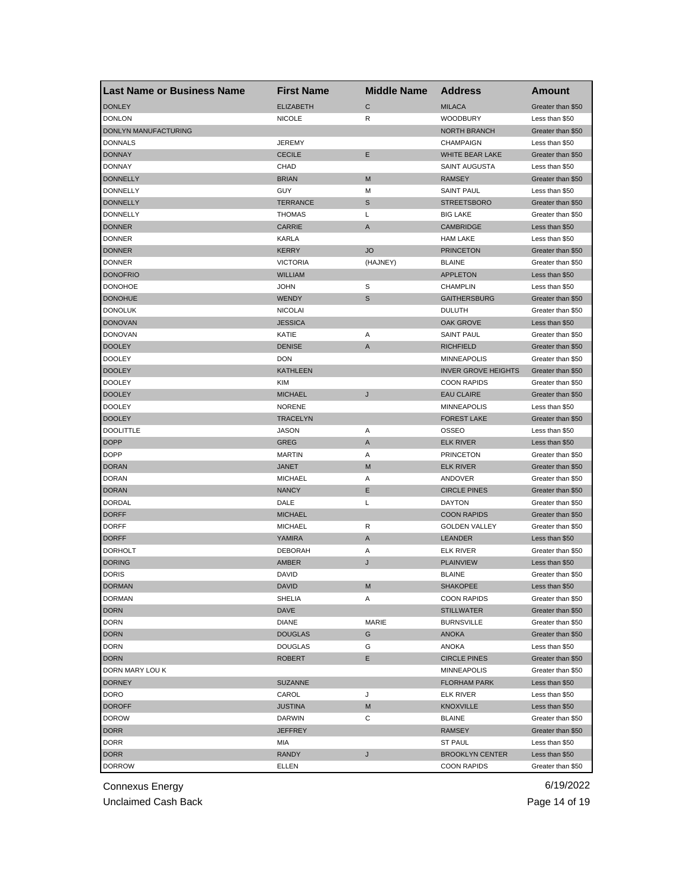| Last Name or Business Name | First Name | Middle Name | Address | Amount |
|---|---|---|---|---|
| DONLEY | ELIZABETH | C | MILACA | Greater than $50 |
| DONLON | NICOLE | R | WOODBURY | Less than $50 |
| DONLYN MANUFACTURING | | | NORTH BRANCH | Greater than $50 |
| DONNALS | JEREMY | | CHAMPAIGN | Less than $50 |
| DONNAY | CECILE | E | WHITE BEAR LAKE | Greater than $50 |
| DONNAY | CHAD | | SAINT AUGUSTA | Less than $50 |
| DONNELLY | BRIAN | M | RAMSEY | Greater than $50 |
| DONNELLY | GUY | M | SAINT PAUL | Less than $50 |
| DONNELLY | TERRANCE | S | STREETSBORO | Greater than $50 |
| DONNELLY | THOMAS | L | BIG LAKE | Greater than $50 |
| DONNER | CARRIE | A | CAMBRIDGE | Less than $50 |
| DONNER | KARLA | | HAM LAKE | Less than $50 |
| DONNER | KERRY | JO | PRINCETON | Greater than $50 |
| DONNER | VICTORIA | (HAJNEY) | BLAINE | Greater than $50 |
| DONOFRIO | WILLIAM | | APPLETON | Less than $50 |
| DONOHOE | JOHN | S | CHAMPLIN | Less than $50 |
| DONOHUE | WENDY | S | GAITHERSBURG | Greater than $50 |
| DONOLUK | NICOLAI | | DULUTH | Greater than $50 |
| DONOVAN | JESSICA | | OAK GROVE | Less than $50 |
| DONOVAN | KATIE | A | SAINT PAUL | Greater than $50 |
| DOOLEY | DENISE | A | RICHFIELD | Greater than $50 |
| DOOLEY | DON | | MINNEAPOLIS | Greater than $50 |
| DOOLEY | KATHLEEN | | INVER GROVE HEIGHTS | Greater than $50 |
| DOOLEY | KIM | | COON RAPIDS | Greater than $50 |
| DOOLEY | MICHAEL | J | EAU CLAIRE | Greater than $50 |
| DOOLEY | NORENE | | MINNEAPOLIS | Less than $50 |
| DOOLEY | TRACELYN | | FOREST LAKE | Greater than $50 |
| DOOLITTLE | JASON | A | OSSEO | Less than $50 |
| DOPP | GREG | A | ELK RIVER | Less than $50 |
| DOPP | MARTIN | A | PRINCETON | Greater than $50 |
| DORAN | JANET | M | ELK RIVER | Greater than $50 |
| DORAN | MICHAEL | A | ANDOVER | Greater than $50 |
| DORAN | NANCY | E | CIRCLE PINES | Greater than $50 |
| DORDAL | DALE | L | DAYTON | Greater than $50 |
| DORFF | MICHAEL | | COON RAPIDS | Greater than $50 |
| DORFF | MICHAEL | R | GOLDEN VALLEY | Greater than $50 |
| DORFF | YAMIRA | A | LEANDER | Less than $50 |
| DORHOLT | DEBORAH | A | ELK RIVER | Greater than $50 |
| DORING | AMBER | J | PLAINVIEW | Less than $50 |
| DORIS | DAVID | | BLAINE | Greater than $50 |
| DORMAN | DAVID | M | SHAKOPEE | Less than $50 |
| DORMAN | SHELIA | A | COON RAPIDS | Greater than $50 |
| DORN | DAVE | | STILLWATER | Greater than $50 |
| DORN | DIANE | MARIE | BURNSVILLE | Greater than $50 |
| DORN | DOUGLAS | G | ANOKA | Greater than $50 |
| DORN | DOUGLAS | G | ANOKA | Less than $50 |
| DORN | ROBERT | E | CIRCLE PINES | Greater than $50 |
| DORN MARY LOU K | | | MINNEAPOLIS | Greater than $50 |
| DORNEY | SUZANNE | | FLORHAM PARK | Less than $50 |
| DORO | CAROL | J | ELK RIVER | Less than $50 |
| DOROFF | JUSTINA | M | KNOXVILLE | Less than $50 |
| DOROW | DARWIN | C | BLAINE | Greater than $50 |
| DORR | JEFFREY | | RAMSEY | Greater than $50 |
| DORR | MIA | | ST PAUL | Less than $50 |
| DORR | RANDY | J | BROOKLYN CENTER | Less than $50 |
| DORROW | ELLEN | | COON RAPIDS | Greater than $50 |

Connexus Energy
Unclaimed Cash Back

6/19/2022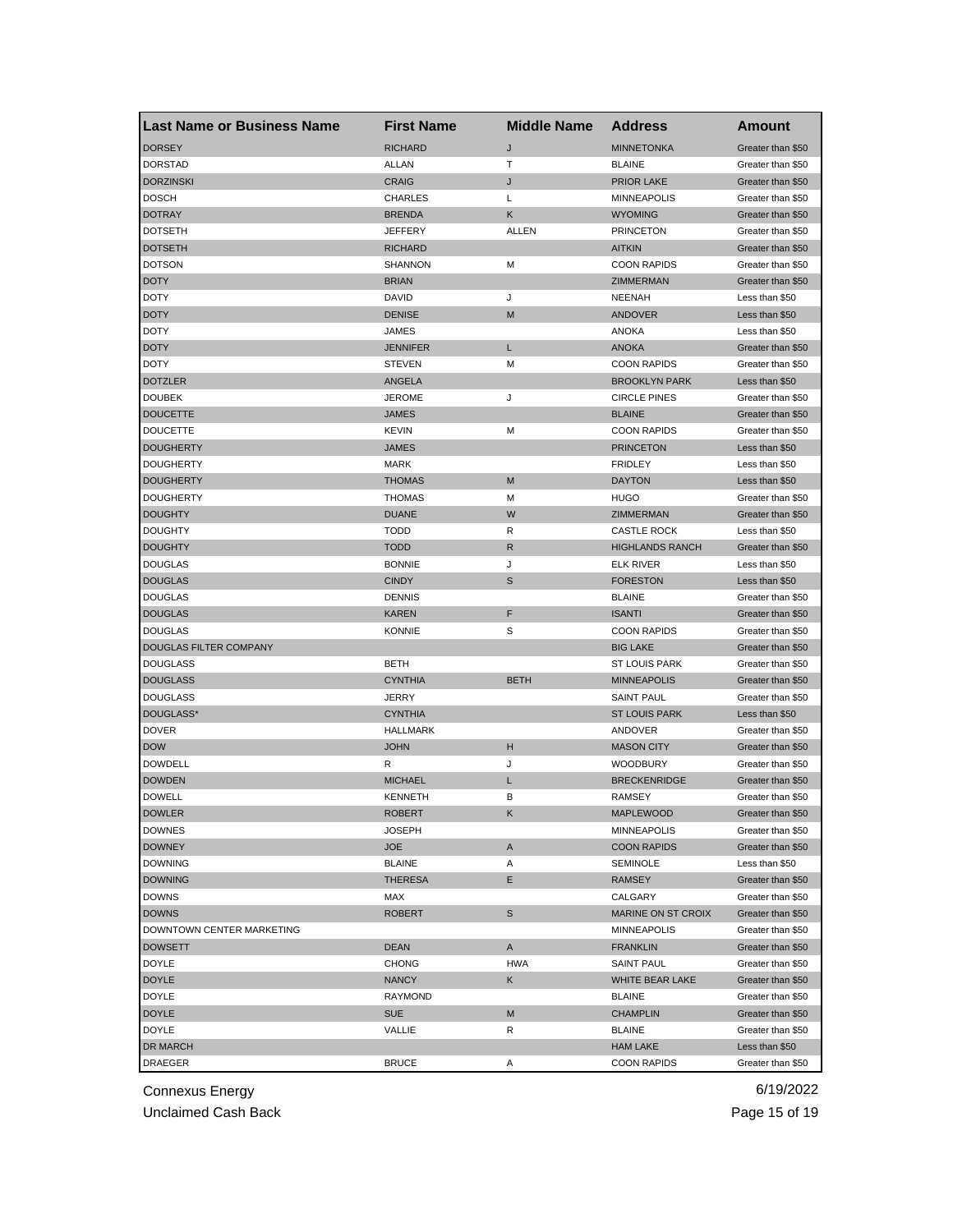| Last Name or Business Name | First Name | Middle Name | Address | Amount |
|---|---|---|---|---|
| DORSEY | RICHARD | J | MINNETONKA | Greater than $50 |
| DORSTAD | ALLAN | T | BLAINE | Greater than $50 |
| DORZINSKI | CRAIG | J | PRIOR LAKE | Greater than $50 |
| DOSCH | CHARLES | L | MINNEAPOLIS | Greater than $50 |
| DOTRAY | BRENDA | K | WYOMING | Greater than $50 |
| DOTSETH | JEFFERY | ALLEN | PRINCETON | Greater than $50 |
| DOTSETH | RICHARD | | AITKIN | Greater than $50 |
| DOTSON | SHANNON | M | COON RAPIDS | Greater than $50 |
| DOTY | BRIAN | | ZIMMERMAN | Greater than $50 |
| DOTY | DAVID | J | NEENAH | Less than $50 |
| DOTY | DENISE | M | ANDOVER | Less than $50 |
| DOTY | JAMES | | ANOKA | Less than $50 |
| DOTY | JENNIFER | L | ANOKA | Greater than $50 |
| DOTY | STEVEN | M | COON RAPIDS | Greater than $50 |
| DOTZLER | ANGELA | | BROOKLYN PARK | Less than $50 |
| DOUBEK | JEROME | J | CIRCLE PINES | Greater than $50 |
| DOUCETTE | JAMES | | BLAINE | Greater than $50 |
| DOUCETTE | KEVIN | M | COON RAPIDS | Greater than $50 |
| DOUGHERTY | JAMES | | PRINCETON | Less than $50 |
| DOUGHERTY | MARK | | FRIDLEY | Less than $50 |
| DOUGHERTY | THOMAS | M | DAYTON | Less than $50 |
| DOUGHERTY | THOMAS | M | HUGO | Greater than $50 |
| DOUGHTY | DUANE | W | ZIMMERMAN | Greater than $50 |
| DOUGHTY | TODD | R | CASTLE ROCK | Less than $50 |
| DOUGHTY | TODD | R | HIGHLANDS RANCH | Greater than $50 |
| DOUGLAS | BONNIE | J | ELK RIVER | Less than $50 |
| DOUGLAS | CINDY | S | FORESTON | Less than $50 |
| DOUGLAS | DENNIS | | BLAINE | Greater than $50 |
| DOUGLAS | KAREN | F | ISANTI | Greater than $50 |
| DOUGLAS | KONNIE | S | COON RAPIDS | Greater than $50 |
| DOUGLAS FILTER COMPANY | | | BIG LAKE | Greater than $50 |
| DOUGLASS | BETH | | ST LOUIS PARK | Greater than $50 |
| DOUGLASS | CYNTHIA | BETH | MINNEAPOLIS | Greater than $50 |
| DOUGLASS | JERRY | | SAINT PAUL | Greater than $50 |
| DOUGLASS* | CYNTHIA | | ST LOUIS PARK | Less than $50 |
| DOVER | HALLMARK | | ANDOVER | Greater than $50 |
| DOW | JOHN | H | MASON CITY | Greater than $50 |
| DOWDELL | R | J | WOODBURY | Greater than $50 |
| DOWDEN | MICHAEL | L | BRECKENRIDGE | Greater than $50 |
| DOWELL | KENNETH | B | RAMSEY | Greater than $50 |
| DOWLER | ROBERT | K | MAPLEWOOD | Greater than $50 |
| DOWNES | JOSEPH | | MINNEAPOLIS | Greater than $50 |
| DOWNEY | JOE | A | COON RAPIDS | Greater than $50 |
| DOWNING | BLAINE | A | SEMINOLE | Less than $50 |
| DOWNING | THERESA | E | RAMSEY | Greater than $50 |
| DOWNS | MAX | | CALGARY | Greater than $50 |
| DOWNS | ROBERT | S | MARINE ON ST CROIX | Greater than $50 |
| DOWNTOWN CENTER MARKETING | | | MINNEAPOLIS | Greater than $50 |
| DOWSETT | DEAN | A | FRANKLIN | Greater than $50 |
| DOYLE | CHONG | HWA | SAINT PAUL | Greater than $50 |
| DOYLE | NANCY | K | WHITE BEAR LAKE | Greater than $50 |
| DOYLE | RAYMOND | | BLAINE | Greater than $50 |
| DOYLE | SUE | M | CHAMPLIN | Greater than $50 |
| DOYLE | VALLIE | R | BLAINE | Greater than $50 |
| DR MARCH | | | HAM LAKE | Less than $50 |
| DRAEGER | BRUCE | A | COON RAPIDS | Greater than $50 |

Connexus Energy
Unclaimed Cash Back

6/19/2022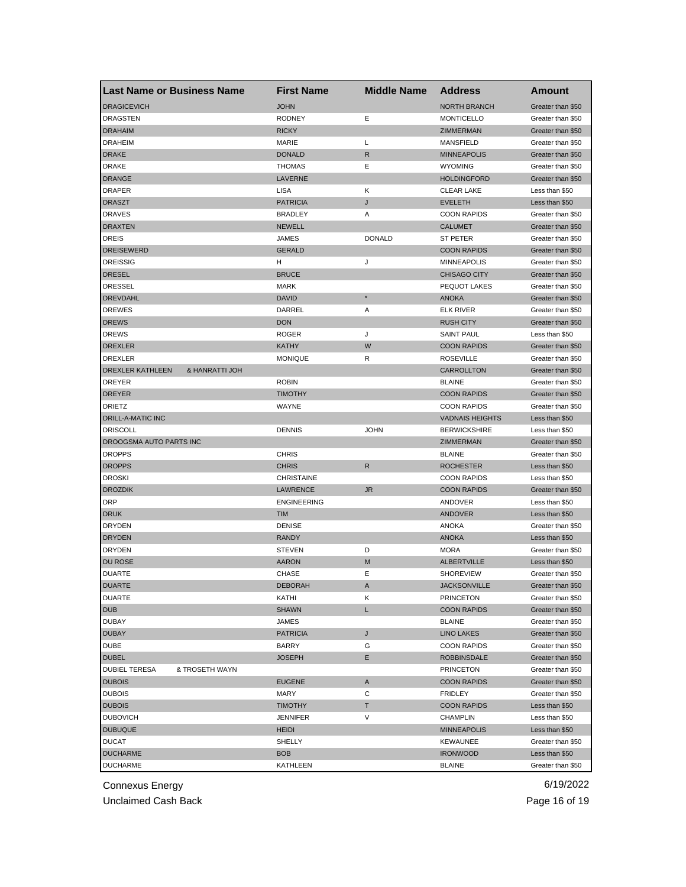| Last Name or Business Name | First Name | Middle Name | Address | Amount |
|---|---|---|---|---|
| DRAGICEVICH | JOHN | | NORTH BRANCH | Greater than $50 |
| DRAGSTEN | RODNEY | E | MONTICELLO | Greater than $50 |
| DRAHAIM | RICKY | | ZIMMERMAN | Greater than $50 |
| DRAHEIM | MARIE | L | MANSFIELD | Greater than $50 |
| DRAKE | DONALD | R | MINNEAPOLIS | Greater than $50 |
| DRAKE | THOMAS | E | WYOMING | Greater than $50 |
| DRANGE | LAVERNE | | HOLDINGFORD | Greater than $50 |
| DRAPER | LISA | K | CLEAR LAKE | Less than $50 |
| DRASZT | PATRICIA | J | EVELETH | Less than $50 |
| DRAVES | BRADLEY | A | COON RAPIDS | Greater than $50 |
| DRAXTEN | NEWELL | | CALUMET | Greater than $50 |
| DREIS | JAMES | DONALD | ST PETER | Greater than $50 |
| DREISEWERD | GERALD | | COON RAPIDS | Greater than $50 |
| DREISSIG | H | J | MINNEAPOLIS | Greater than $50 |
| DRESEL | BRUCE | | CHISAGO CITY | Greater than $50 |
| DRESSEL | MARK | | PEQUOT LAKES | Greater than $50 |
| DREVDAHL | DAVID | * | ANOKA | Greater than $50 |
| DREWES | DARREL | A | ELK RIVER | Greater than $50 |
| DREWS | DON | | RUSH CITY | Greater than $50 |
| DREWS | ROGER | J | SAINT PAUL | Less than $50 |
| DREXLER | KATHY | W | COON RAPIDS | Greater than $50 |
| DREXLER | MONIQUE | R | ROSEVILLE | Greater than $50 |
| DREXLER KATHLEEN & HANRATTI JOH | | | CARROLLTON | Greater than $50 |
| DREYER | ROBIN | | BLAINE | Greater than $50 |
| DREYER | TIMOTHY | | COON RAPIDS | Greater than $50 |
| DRIETZ | WAYNE | | COON RAPIDS | Greater than $50 |
| DRILL-A-MATIC INC | | | VADNAIS HEIGHTS | Less than $50 |
| DRISCOLL | DENNIS | JOHN | BERWICKSHIRE | Less than $50 |
| DROOGSMA AUTO PARTS INC | | | ZIMMERMAN | Greater than $50 |
| DROPPS | CHRIS | | BLAINE | Greater than $50 |
| DROPPS | CHRIS | R | ROCHESTER | Less than $50 |
| DROSKI | CHRISTAINE | | COON RAPIDS | Less than $50 |
| DROZDIK | LAWRENCE | JR | COON RAPIDS | Greater than $50 |
| DRP | ENGINEERING | | ANDOVER | Less than $50 |
| DRUK | TIM | | ANDOVER | Less than $50 |
| DRYDEN | DENISE | | ANOKA | Greater than $50 |
| DRYDEN | RANDY | | ANOKA | Less than $50 |
| DRYDEN | STEVEN | D | MORA | Greater than $50 |
| DU ROSE | AARON | M | ALBERTVILLE | Less than $50 |
| DUARTE | CHASE | E | SHOREVIEW | Greater than $50 |
| DUARTE | DEBORAH | A | JACKSONVILLE | Greater than $50 |
| DUARTE | KATHI | K | PRINCETON | Greater than $50 |
| DUB | SHAWN | L | COON RAPIDS | Greater than $50 |
| DUBAY | JAMES | | BLAINE | Greater than $50 |
| DUBAY | PATRICIA | J | LINO LAKES | Greater than $50 |
| DUBE | BARRY | G | COON RAPIDS | Greater than $50 |
| DUBEL | JOSEPH | E | ROBBINSDALE | Greater than $50 |
| DUBIEL TERESA & TROSETH WAYN | | | PRINCETON | Greater than $50 |
| DUBOIS | EUGENE | A | COON RAPIDS | Greater than $50 |
| DUBOIS | MARY | C | FRIDLEY | Greater than $50 |
| DUBOIS | TIMOTHY | T | COON RAPIDS | Less than $50 |
| DUBOVICH | JENNIFER | V | CHAMPLIN | Less than $50 |
| DUBUQUE | HEIDI | | MINNEAPOLIS | Less than $50 |
| DUCAT | SHELLY | | KEWAUNEE | Greater than $50 |
| DUCHARME | BOB | | IRONWOOD | Less than $50 |
| DUCHARME | KATHLEEN | | BLAINE | Greater than $50 |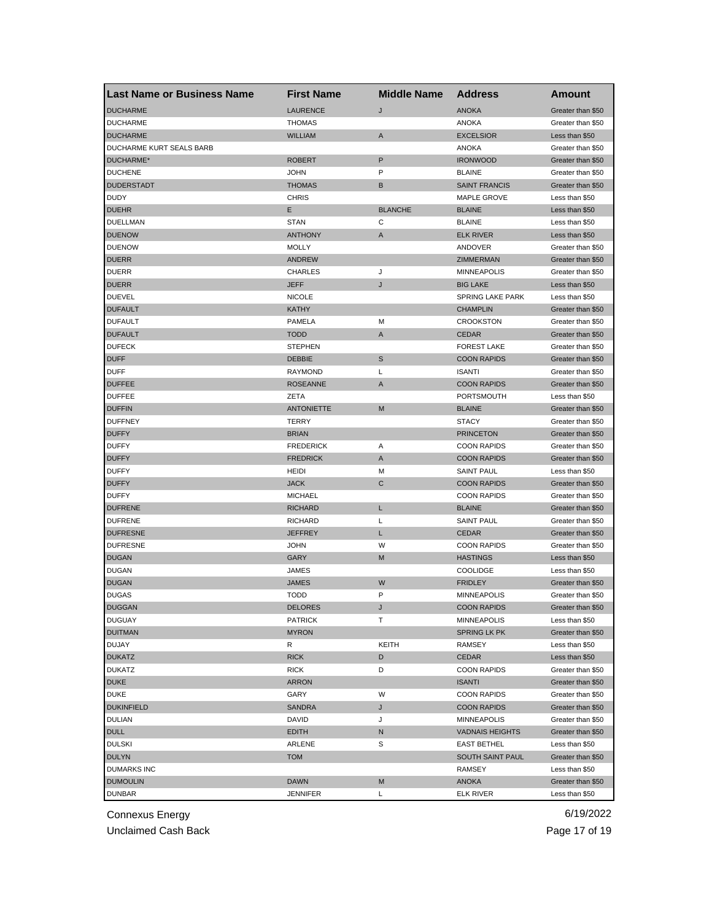| Last Name or Business Name | First Name | Middle Name | Address | Amount |
|---|---|---|---|---|
| DUCHARME | LAURENCE | J | ANOKA | Greater than $50 |
| DUCHARME | THOMAS | | ANOKA | Greater than $50 |
| DUCHARME | WILLIAM | A | EXCELSIOR | Less than $50 |
| DUCHARME KURT SEALS BARB | | | ANOKA | Greater than $50 |
| DUCHARME* | ROBERT | P | IRONWOOD | Greater than $50 |
| DUCHENE | JOHN | P | BLAINE | Greater than $50 |
| DUDERSTADT | THOMAS | B | SAINT FRANCIS | Greater than $50 |
| DUDY | CHRIS | | MAPLE GROVE | Less than $50 |
| DUEHR | E | BLANCHE | BLAINE | Less than $50 |
| DUELLMAN | STAN | C | BLAINE | Less than $50 |
| DUENOW | ANTHONY | A | ELK RIVER | Less than $50 |
| DUENOW | MOLLY | | ANDOVER | Greater than $50 |
| DUERR | ANDREW | | ZIMMERMAN | Greater than $50 |
| DUERR | CHARLES | J | MINNEAPOLIS | Greater than $50 |
| DUERR | JEFF | J | BIG LAKE | Less than $50 |
| DUEVEL | NICOLE | | SPRING LAKE PARK | Less than $50 |
| DUFAULT | KATHY | | CHAMPLIN | Greater than $50 |
| DUFAULT | PAMELA | M | CROOKSTON | Greater than $50 |
| DUFAULT | TODD | A | CEDAR | Greater than $50 |
| DUFECK | STEPHEN | | FOREST LAKE | Greater than $50 |
| DUFF | DEBBIE | S | COON RAPIDS | Greater than $50 |
| DUFF | RAYMOND | L | ISANTI | Greater than $50 |
| DUFFEE | ROSEANNE | A | COON RAPIDS | Greater than $50 |
| DUFFEE | ZETA | | PORTSMOUTH | Less than $50 |
| DUFFIN | ANTONIETTE | M | BLAINE | Greater than $50 |
| DUFFNEY | TERRY | | STACY | Greater than $50 |
| DUFFY | BRIAN | | PRINCETON | Greater than $50 |
| DUFFY | FREDERICK | A | COON RAPIDS | Greater than $50 |
| DUFFY | FREDRICK | A | COON RAPIDS | Greater than $50 |
| DUFFY | HEIDI | M | SAINT PAUL | Less than $50 |
| DUFFY | JACK | C | COON RAPIDS | Greater than $50 |
| DUFFY | MICHAEL | | COON RAPIDS | Greater than $50 |
| DUFRENE | RICHARD | L | BLAINE | Greater than $50 |
| DUFRENE | RICHARD | L | SAINT PAUL | Greater than $50 |
| DUFRESNE | JEFFREY | L | CEDAR | Greater than $50 |
| DUFRESNE | JOHN | W | COON RAPIDS | Greater than $50 |
| DUGAN | GARY | M | HASTINGS | Less than $50 |
| DUGAN | JAMES | | COOLIDGE | Less than $50 |
| DUGAN | JAMES | W | FRIDLEY | Greater than $50 |
| DUGAS | TODD | P | MINNEAPOLIS | Greater than $50 |
| DUGGAN | DELORES | J | COON RAPIDS | Greater than $50 |
| DUGUAY | PATRICK | T | MINNEAPOLIS | Less than $50 |
| DUITMAN | MYRON | | SPRING LK PK | Greater than $50 |
| DUJAY | R | KEITH | RAMSEY | Less than $50 |
| DUKATZ | RICK | D | CEDAR | Less than $50 |
| DUKATZ | RICK | D | COON RAPIDS | Greater than $50 |
| DUKE | ARRON | | ISANTI | Greater than $50 |
| DUKE | GARY | W | COON RAPIDS | Greater than $50 |
| DUKINFIELD | SANDRA | J | COON RAPIDS | Greater than $50 |
| DULIAN | DAVID | J | MINNEAPOLIS | Greater than $50 |
| DULL | EDITH | N | VADNAIS HEIGHTS | Greater than $50 |
| DULSKI | ARLENE | S | EAST BETHEL | Less than $50 |
| DULYN | TOM | | SOUTH SAINT PAUL | Greater than $50 |
| DUMARKS INC | | | RAMSEY | Less than $50 |
| DUMOULIN | DAWN | M | ANOKA | Greater than $50 |
| DUNBAR | JENNIFER | L | ELK RIVER | Less than $50 |

Connexus Energy
Unclaimed Cash Back
6/19/2022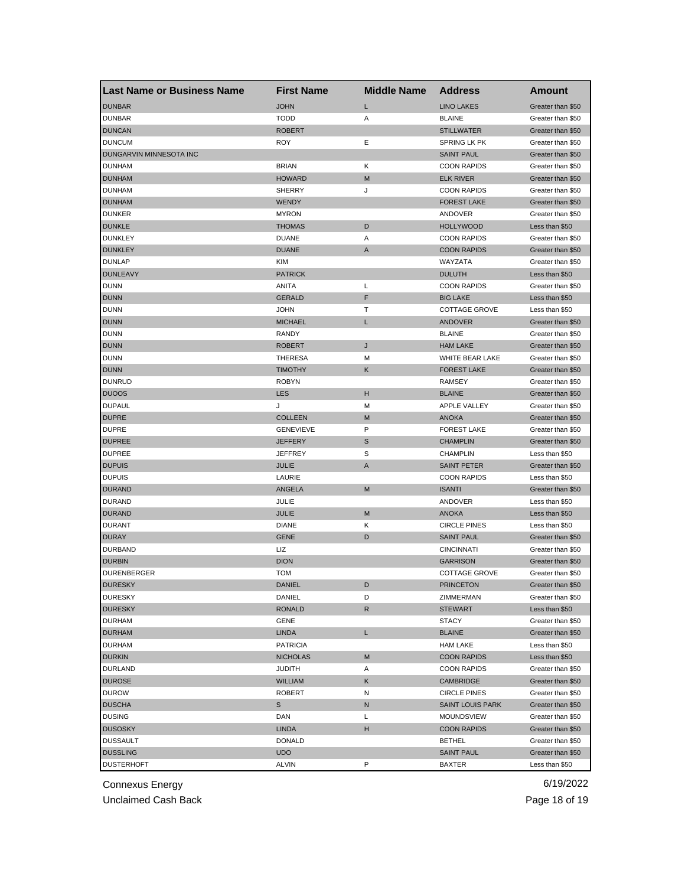| Last Name or Business Name | First Name | Middle Name | Address | Amount |
|---|---|---|---|---|
| DUNBAR | JOHN | L | LINO LAKES | Greater than $50 |
| DUNBAR | TODD | A | BLAINE | Greater than $50 |
| DUNCAN | ROBERT | | STILLWATER | Greater than $50 |
| DUNCUM | ROY | E | SPRING LK PK | Greater than $50 |
| DUNGARVIN MINNESOTA INC | | | SAINT PAUL | Greater than $50 |
| DUNHAM | BRIAN | K | COON RAPIDS | Greater than $50 |
| DUNHAM | HOWARD | M | ELK RIVER | Greater than $50 |
| DUNHAM | SHERRY | J | COON RAPIDS | Greater than $50 |
| DUNHAM | WENDY | | FOREST LAKE | Greater than $50 |
| DUNKER | MYRON | | ANDOVER | Greater than $50 |
| DUNKLE | THOMAS | D | HOLLYWOOD | Less than $50 |
| DUNKLEY | DUANE | A | COON RAPIDS | Greater than $50 |
| DUNKLEY | DUANE | A | COON RAPIDS | Greater than $50 |
| DUNLAP | KIM | | WAYZATA | Greater than $50 |
| DUNLEAVY | PATRICK | | DULUTH | Less than $50 |
| DUNN | ANITA | L | COON RAPIDS | Greater than $50 |
| DUNN | GERALD | F | BIG LAKE | Less than $50 |
| DUNN | JOHN | T | COTTAGE GROVE | Less than $50 |
| DUNN | MICHAEL | L | ANDOVER | Greater than $50 |
| DUNN | RANDY | | BLAINE | Greater than $50 |
| DUNN | ROBERT | J | HAM LAKE | Greater than $50 |
| DUNN | THERESA | M | WHITE BEAR LAKE | Greater than $50 |
| DUNN | TIMOTHY | K | FOREST LAKE | Greater than $50 |
| DUNRUD | ROBYN | | RAMSEY | Greater than $50 |
| DUOOS | LES | H | BLAINE | Greater than $50 |
| DUPAUL | J | M | APPLE VALLEY | Greater than $50 |
| DUPRE | COLLEEN | M | ANOKA | Greater than $50 |
| DUPRE | GENEVIEVE | P | FOREST LAKE | Greater than $50 |
| DUPREE | JEFFERY | S | CHAMPLIN | Greater than $50 |
| DUPREE | JEFFREY | S | CHAMPLIN | Less than $50 |
| DUPUIS | JULIE | A | SAINT PETER | Greater than $50 |
| DUPUIS | LAURIE | | COON RAPIDS | Less than $50 |
| DURAND | ANGELA | M | ISANTI | Greater than $50 |
| DURAND | JULIE | | ANDOVER | Less than $50 |
| DURAND | JULIE | M | ANOKA | Less than $50 |
| DURANT | DIANE | K | CIRCLE PINES | Less than $50 |
| DURAY | GENE | D | SAINT PAUL | Greater than $50 |
| DURBAND | LIZ | | CINCINNATI | Greater than $50 |
| DURBIN | DION | | GARRISON | Greater than $50 |
| DURENBERGER | TOM | | COTTAGE GROVE | Greater than $50 |
| DURESKY | DANIEL | D | PRINCETON | Greater than $50 |
| DURESKY | DANIEL | D | ZIMMERMAN | Greater than $50 |
| DURESKY | RONALD | R | STEWART | Less than $50 |
| DURHAM | GENE | | STACY | Greater than $50 |
| DURHAM | LINDA | L | BLAINE | Greater than $50 |
| DURHAM | PATRICIA | | HAM LAKE | Less than $50 |
| DURKIN | NICHOLAS | M | COON RAPIDS | Less than $50 |
| DURLAND | JUDITH | A | COON RAPIDS | Greater than $50 |
| DUROSE | WILLIAM | K | CAMBRIDGE | Greater than $50 |
| DUROW | ROBERT | N | CIRCLE PINES | Greater than $50 |
| DUSCHA | S | N | SAINT LOUIS PARK | Greater than $50 |
| DUSING | DAN | L | MOUNDSVIEW | Greater than $50 |
| DUSOSKY | LINDA | H | COON RAPIDS | Greater than $50 |
| DUSSAULT | DONALD | | BETHEL | Greater than $50 |
| DUSSLING | UDO | | SAINT PAUL | Greater than $50 |
| DUSTERHOFT | ALVIN | P | BAXTER | Less than $50 |

Connexus Energy
Unclaimed Cash Back
6/19/2022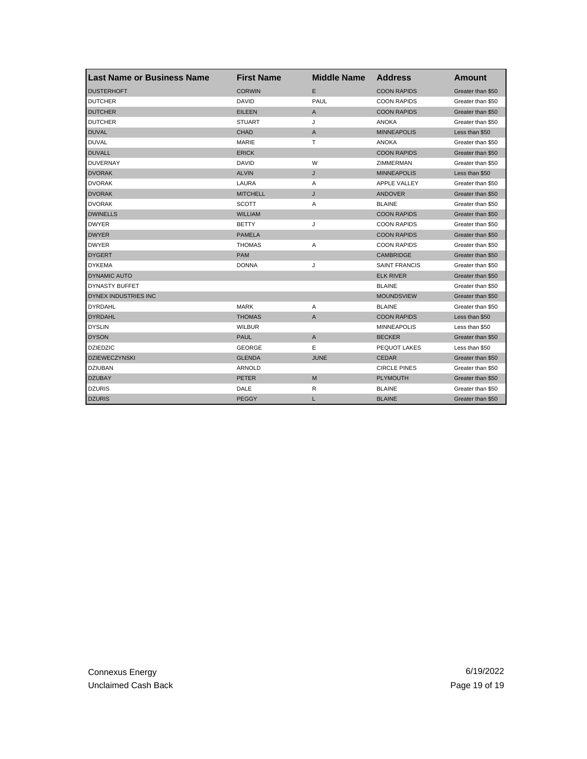| Last Name or Business Name | First Name | Middle Name | Address | Amount |
|---|---|---|---|---|
| DUSTERHOFT | CORWIN | E | COON RAPIDS | Greater than $50 |
| DUTCHER | DAVID | PAUL | COON RAPIDS | Greater than $50 |
| DUTCHER | EILEEN | A | COON RAPIDS | Greater than $50 |
| DUTCHER | STUART | J | ANOKA | Greater than $50 |
| DUVAL | CHAD | A | MINNEAPOLIS | Less than $50 |
| DUVAL | MARIE | T | ANOKA | Greater than $50 |
| DUVALL | ERICK | | COON RAPIDS | Greater than $50 |
| DUVERNAY | DAVID | W | ZIMMERMAN | Greater than $50 |
| DVORAK | ALVIN | J | MINNEAPOLIS | Less than $50 |
| DVORAK | LAURA | A | APPLE VALLEY | Greater than $50 |
| DVORAK | MITCHELL | J | ANDOVER | Greater than $50 |
| DVORAK | SCOTT | A | BLAINE | Greater than $50 |
| DWINELLS | WILLIAM | | COON RAPIDS | Greater than $50 |
| DWYER | BETTY | J | COON RAPIDS | Greater than $50 |
| DWYER | PAMELA | | COON RAPIDS | Greater than $50 |
| DWYER | THOMAS | A | COON RAPIDS | Greater than $50 |
| DYGERT | PAM | | CAMBRIDGE | Greater than $50 |
| DYKEMA | DONNA | J | SAINT FRANCIS | Greater than $50 |
| DYNAMIC AUTO | | | ELK RIVER | Greater than $50 |
| DYNASTY BUFFET | | | BLAINE | Greater than $50 |
| DYNEX INDUSTRIES INC | | | MOUNDSVIEW | Greater than $50 |
| DYRDAHL | MARK | A | BLAINE | Greater than $50 |
| DYRDAHL | THOMAS | A | COON RAPIDS | Less than $50 |
| DYSLIN | WILBUR | | MINNEAPOLIS | Less than $50 |
| DYSON | PAUL | A | BECKER | Greater than $50 |
| DZIEDZIC | GEORGE | E | PEQUOT LAKES | Less than $50 |
| DZIEWECZYNSKI | GLENDA | JUNE | CEDAR | Greater than $50 |
| DZIUBAN | ARNOLD | | CIRCLE PINES | Greater than $50 |
| DZUBAY | PETER | M | PLYMOUTH | Greater than $50 |
| DZURIS | DALE | R | BLAINE | Greater than $50 |
| DZURIS | PEGGY | L | BLAINE | Greater than $50 |

Connexus Energy
Unclaimed Cash Back

6/19/2022